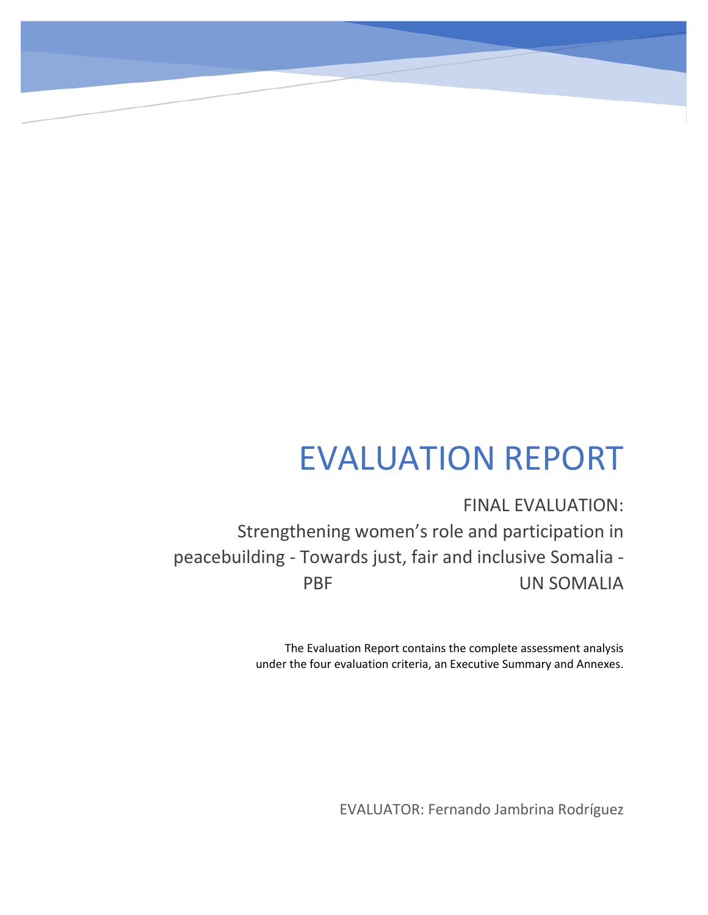# EVALUATION REPORT

FINAL EVALUATION:
Strengthening women's role and participation in peacebuilding - Towards just, fair and inclusive Somalia - PBF UN SOMALIA

The Evaluation Report contains the complete assessment analysis under the four evaluation criteria, an Executive Summary and Annexes.

EVALUATOR: Fernando Jambrina Rodríguez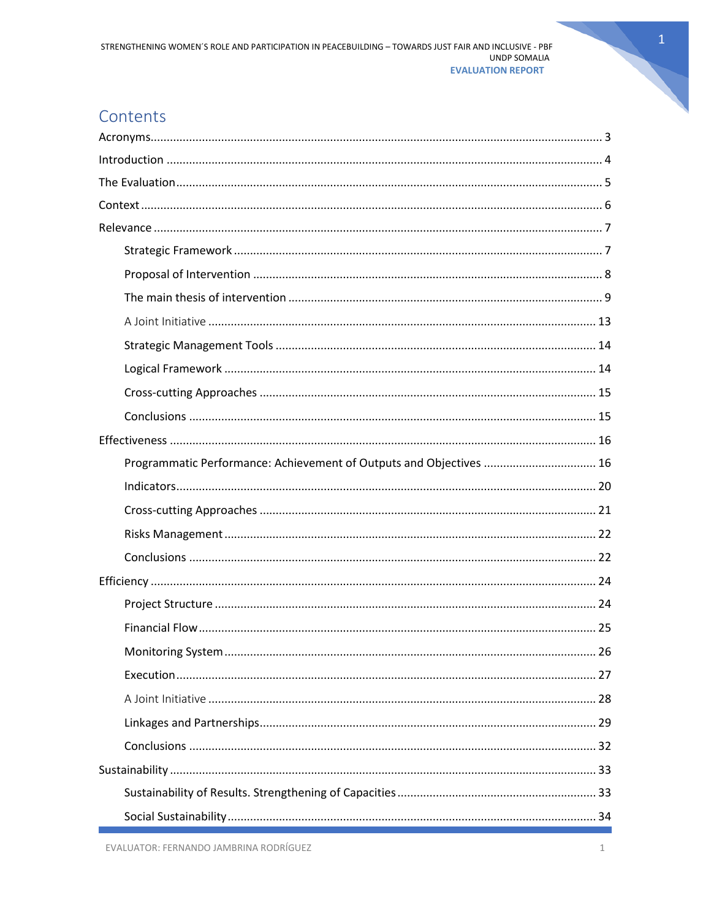# Contents

Acronyms ..... 3

Introduction ..... 4

The Evaluation ..... 5

Context ..... 6

Relevance ..... 7

- Strategic Framework ..... 7
- Proposal of Intervention ..... 8
- The main thesis of intervention ..... 9
- A Joint Initiative ..... 13
- Strategic Management Tools ..... 14
- Logical Framework ..... 14
- Cross-cutting Approaches ..... 15
- Conclusions ..... 15

Effectiveness ..... 16

- Programmatic Performance: Achievement of Outputs and Objectives ..... 16
- Indicators ..... 20
- Cross-cutting Approaches ..... 21
- Risks Management ..... 22
- Conclusions ..... 22

Efficiency ..... 24

- Project Structure ..... 24
- Financial Flow ..... 25
- Monitoring System ..... 26
- Execution ..... 27
- A Joint Initiative ..... 28
- Linkages and Partnerships ..... 29
- Conclusions ..... 32

Sustainability ..... 33

- Sustainability of Results. Strengthening of Capacities ..... 33
- Social Sustainability ..... 34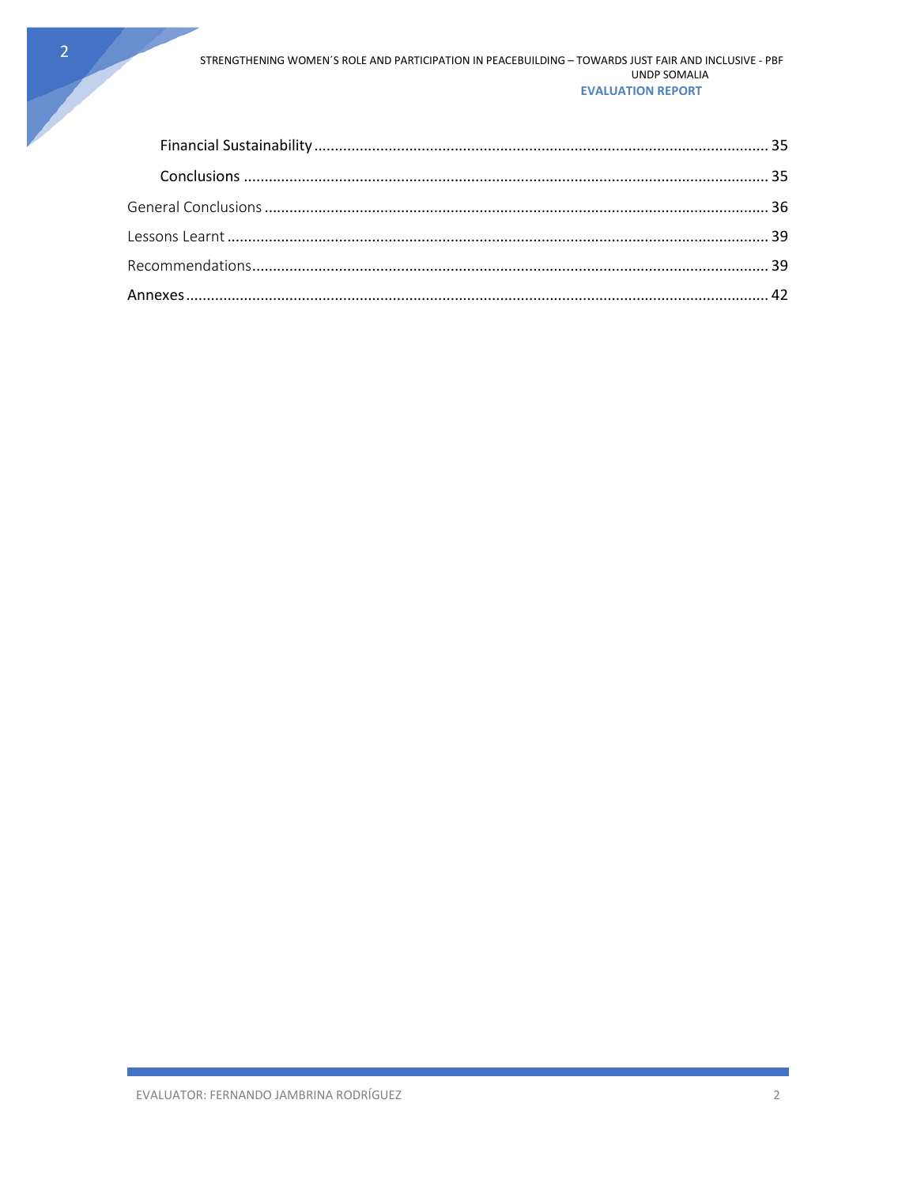Financial Sustainability ............................................................................................................ 35

Conclusions ............................................................................................................................ 35

General Conclusions ....................................................................................................................... 36

Lessons Learnt ................................................................................................................................ 39

Recommendations........................................................................................................................... 39

Annexes .......................................................................................................................................... 42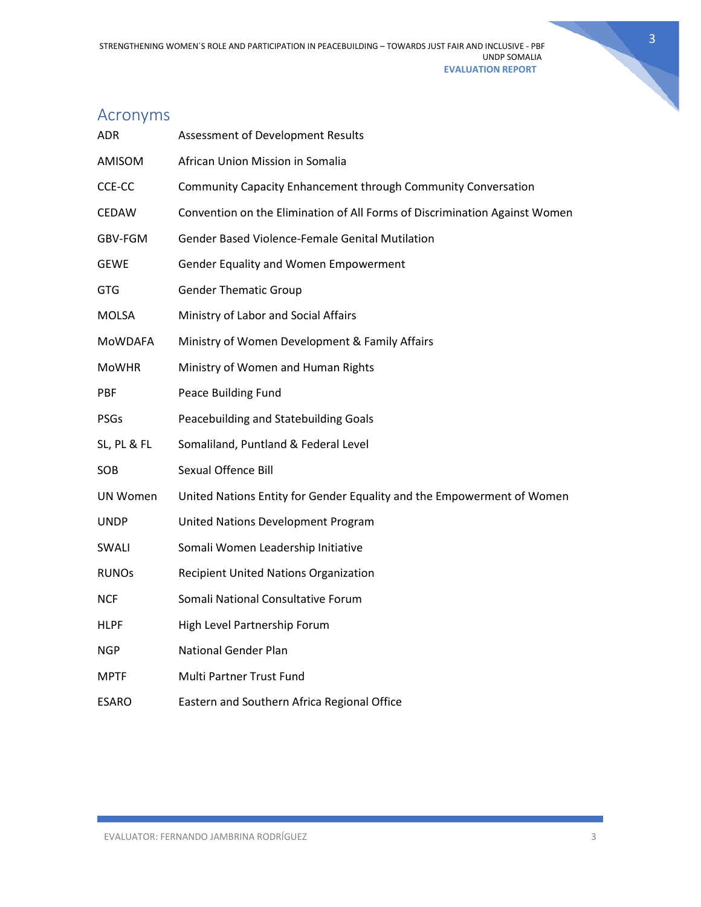## Acronyms

| | |
|---|---|
| ADR | Assessment of Development Results |
| AMISOM | African Union Mission in Somalia |
| CCE-CC | Community Capacity Enhancement through Community Conversation |
| CEDAW | Convention on the Elimination of All Forms of Discrimination Against Women |
| GBV-FGM | Gender Based Violence-Female Genital Mutilation |
| GEWE | Gender Equality and Women Empowerment |
| GTG | Gender Thematic Group |
| MOLSA | Ministry of Labor and Social Affairs |
| MoWDAFA | Ministry of Women Development & Family Affairs |
| MoWHR | Ministry of Women and Human Rights |
| PBF | Peace Building Fund |
| PSGs | Peacebuilding and Statebuilding Goals |
| SL, PL & FL | Somaliland, Puntland & Federal Level |
| SOB | Sexual Offence Bill |
| UN Women | United Nations Entity for Gender Equality and the Empowerment of Women |
| UNDP | United Nations Development Program |
| SWALI | Somali Women Leadership Initiative |
| RUNOs | Recipient United Nations Organization |
| NCF | Somali National Consultative Forum |
| HLPF | High Level Partnership Forum |
| NGP | National Gender Plan |
| MPTF | Multi Partner Trust Fund |
| ESARO | Eastern and Southern Africa Regional Office |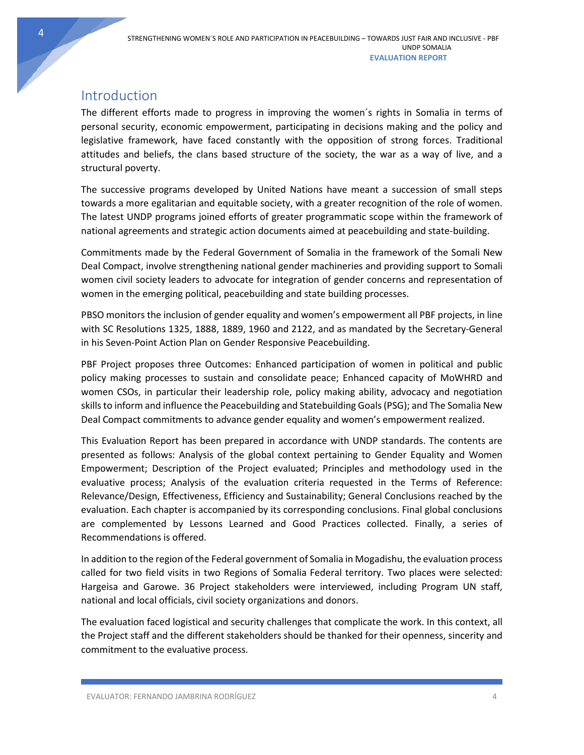## Introduction

The different efforts made to progress in improving the women´s rights in Somalia in terms of personal security, economic empowerment, participating in decisions making and the policy and legislative framework, have faced constantly with the opposition of strong forces. Traditional attitudes and beliefs, the clans based structure of the society, the war as a way of live, and a structural poverty.

The successive programs developed by United Nations have meant a succession of small steps towards a more egalitarian and equitable society, with a greater recognition of the role of women. The latest UNDP programs joined efforts of greater programmatic scope within the framework of national agreements and strategic action documents aimed at peacebuilding and state-building.

Commitments made by the Federal Government of Somalia in the framework of the Somali New Deal Compact, involve strengthening national gender machineries and providing support to Somali women civil society leaders to advocate for integration of gender concerns and representation of women in the emerging political, peacebuilding and state building processes.

PBSO monitors the inclusion of gender equality and women's empowerment all PBF projects, in line with SC Resolutions 1325, 1888, 1889, 1960 and 2122, and as mandated by the Secretary-General in his Seven-Point Action Plan on Gender Responsive Peacebuilding.

PBF Project proposes three Outcomes: Enhanced participation of women in political and public policy making processes to sustain and consolidate peace; Enhanced capacity of MoWHRD and women CSOs, in particular their leadership role, policy making ability, advocacy and negotiation skills to inform and influence the Peacebuilding and Statebuilding Goals (PSG); and The Somalia New Deal Compact commitments to advance gender equality and women's empowerment realized.

This Evaluation Report has been prepared in accordance with UNDP standards. The contents are presented as follows: Analysis of the global context pertaining to Gender Equality and Women Empowerment; Description of the Project evaluated; Principles and methodology used in the evaluative process; Analysis of the evaluation criteria requested in the Terms of Reference: Relevance/Design, Effectiveness, Efficiency and Sustainability; General Conclusions reached by the evaluation. Each chapter is accompanied by its corresponding conclusions. Final global conclusions are complemented by Lessons Learned and Good Practices collected. Finally, a series of Recommendations is offered.

In addition to the region of the Federal government of Somalia in Mogadishu, the evaluation process called for two field visits in two Regions of Somalia Federal territory. Two places were selected: Hargeisa and Garowe. 36 Project stakeholders were interviewed, including Program UN staff, national and local officials, civil society organizations and donors.

The evaluation faced logistical and security challenges that complicate the work. In this context, all the Project staff and the different stakeholders should be thanked for their openness, sincerity and commitment to the evaluative process.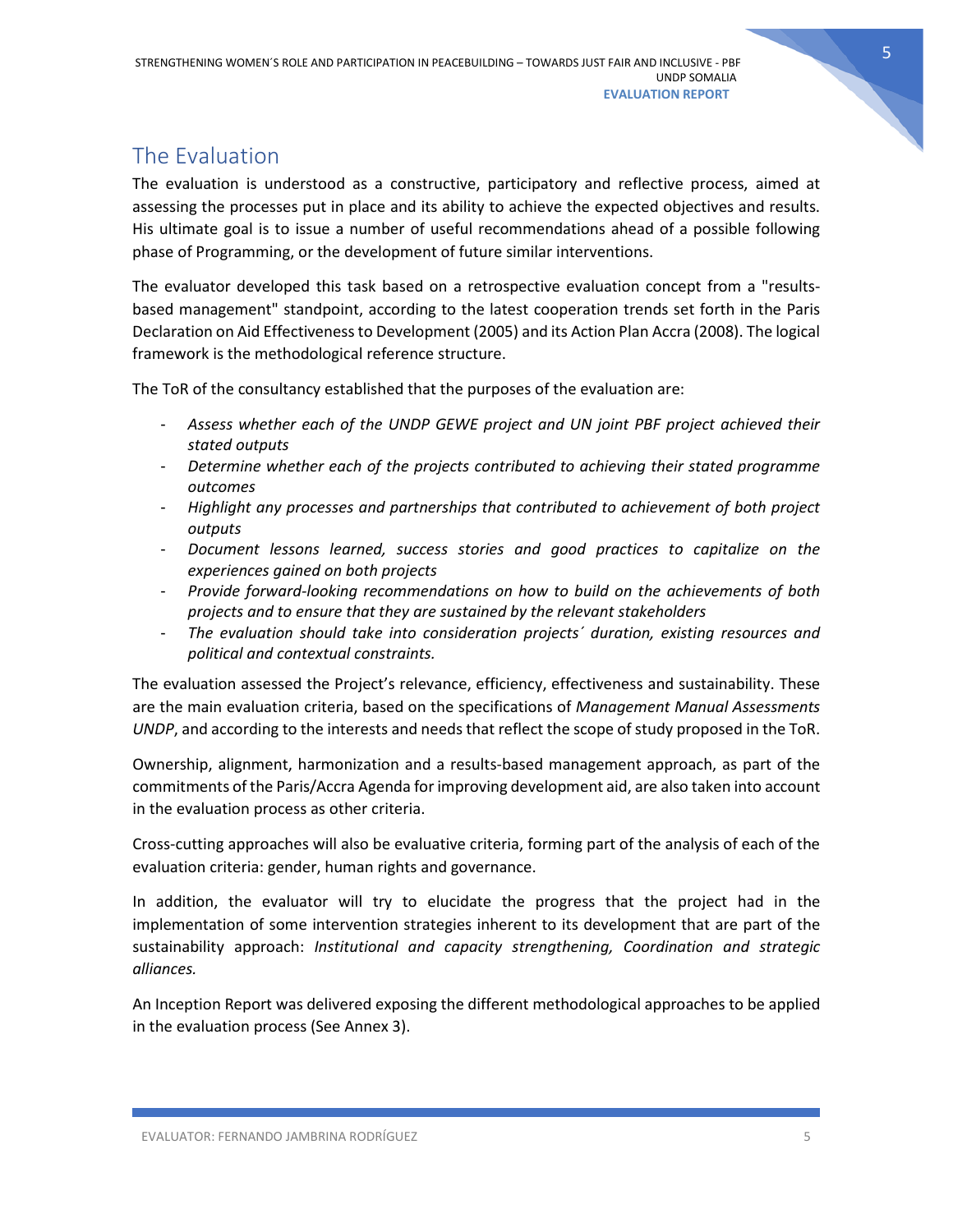# The Evaluation

The evaluation is understood as a constructive, participatory and reflective process, aimed at assessing the processes put in place and its ability to achieve the expected objectives and results. His ultimate goal is to issue a number of useful recommendations ahead of a possible following phase of Programming, or the development of future similar interventions.

The evaluator developed this task based on a retrospective evaluation concept from a "results-based management" standpoint, according to the latest cooperation trends set forth in the Paris Declaration on Aid Effectiveness to Development (2005) and its Action Plan Accra (2008). The logical framework is the methodological reference structure.

The ToR of the consultancy established that the purposes of the evaluation are:

- *Assess whether each of the UNDP GEWE project and UN joint PBF project achieved their stated outputs*
- *Determine whether each of the projects contributed to achieving their stated programme outcomes*
- *Highlight any processes and partnerships that contributed to achievement of both project outputs*
- *Document lessons learned, success stories and good practices to capitalize on the experiences gained on both projects*
- *Provide forward-looking recommendations on how to build on the achievements of both projects and to ensure that they are sustained by the relevant stakeholders*
- *The evaluation should take into consideration projects´ duration, existing resources and political and contextual constraints.*

The evaluation assessed the Project's relevance, efficiency, effectiveness and sustainability. These are the main evaluation criteria, based on the specifications of *Management Manual Assessments UNDP*, and according to the interests and needs that reflect the scope of study proposed in the ToR.

Ownership, alignment, harmonization and a results-based management approach, as part of the commitments of the Paris/Accra Agenda for improving development aid, are also taken into account in the evaluation process as other criteria.

Cross-cutting approaches will also be evaluative criteria, forming part of the analysis of each of the evaluation criteria: gender, human rights and governance.

In addition, the evaluator will try to elucidate the progress that the project had in the implementation of some intervention strategies inherent to its development that are part of the sustainability approach: *Institutional and capacity strengthening, Coordination and strategic alliances.*

An Inception Report was delivered exposing the different methodological approaches to be applied in the evaluation process (See Annex 3).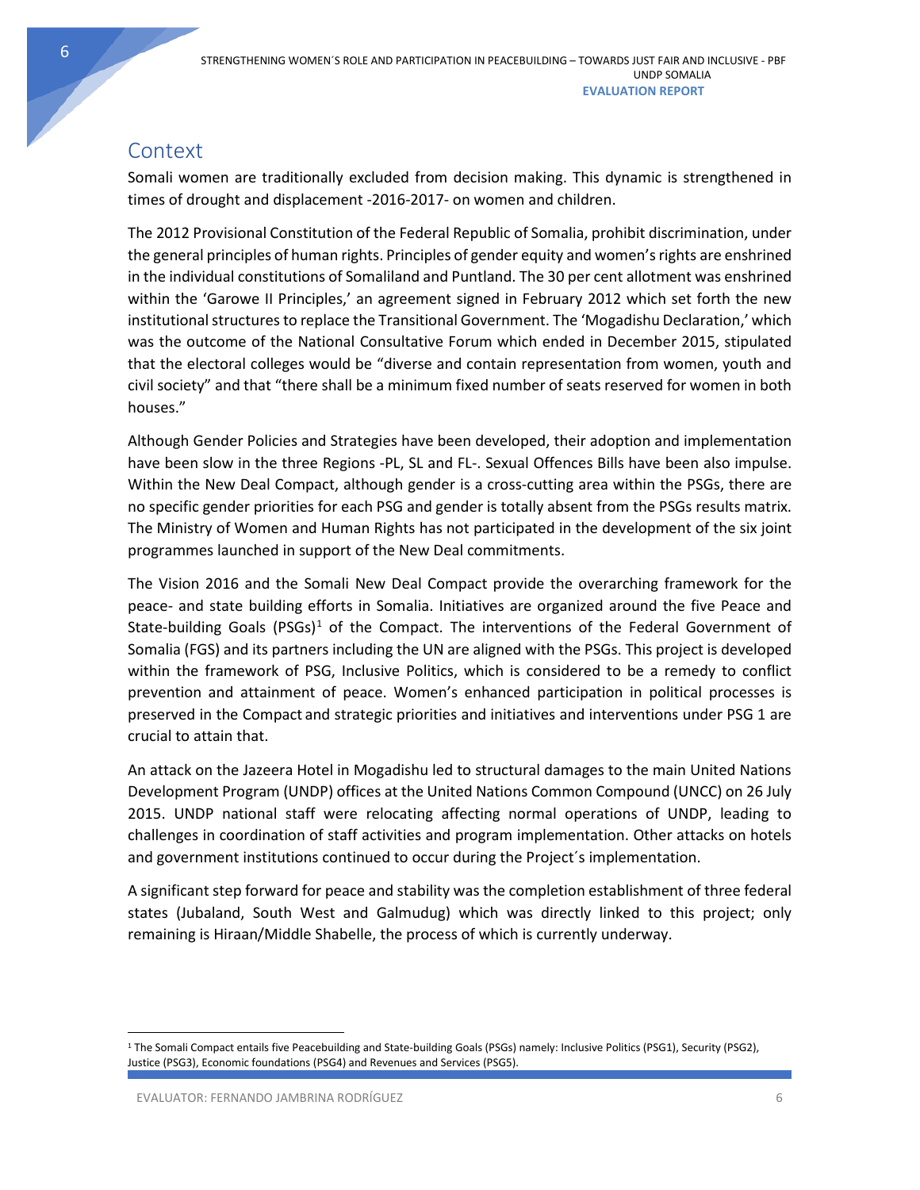## Context

Somali women are traditionally excluded from decision making. This dynamic is strengthened in times of drought and displacement -2016-2017- on women and children.

The 2012 Provisional Constitution of the Federal Republic of Somalia, prohibit discrimination, under the general principles of human rights. Principles of gender equity and women's rights are enshrined in the individual constitutions of Somaliland and Puntland. The 30 per cent allotment was enshrined within the 'Garowe II Principles,' an agreement signed in February 2012 which set forth the new institutional structures to replace the Transitional Government. The 'Mogadishu Declaration,' which was the outcome of the National Consultative Forum which ended in December 2015, stipulated that the electoral colleges would be "diverse and contain representation from women, youth and civil society" and that "there shall be a minimum fixed number of seats reserved for women in both houses."

Although Gender Policies and Strategies have been developed, their adoption and implementation have been slow in the three Regions -PL, SL and FL-. Sexual Offences Bills have been also impulse. Within the New Deal Compact, although gender is a cross-cutting area within the PSGs, there are no specific gender priorities for each PSG and gender is totally absent from the PSGs results matrix. The Ministry of Women and Human Rights has not participated in the development of the six joint programmes launched in support of the New Deal commitments.

The Vision 2016 and the Somali New Deal Compact provide the overarching framework for the peace- and state building efforts in Somalia. Initiatives are organized around the five Peace and State-building Goals (PSGs)[1] of the Compact. The interventions of the Federal Government of Somalia (FGS) and its partners including the UN are aligned with the PSGs. This project is developed within the framework of PSG, Inclusive Politics, which is considered to be a remedy to conflict prevention and attainment of peace. Women's enhanced participation in political processes is preserved in the Compact and strategic priorities and initiatives and interventions under PSG 1 are crucial to attain that.

An attack on the Jazeera Hotel in Mogadishu led to structural damages to the main United Nations Development Program (UNDP) offices at the United Nations Common Compound (UNCC) on 26 July 2015. UNDP national staff were relocating affecting normal operations of UNDP, leading to challenges in coordination of staff activities and program implementation. Other attacks on hotels and government institutions continued to occur during the Project´s implementation.

A significant step forward for peace and stability was the completion establishment of three federal states (Jubaland, South West and Galmudug) which was directly linked to this project; only remaining is Hiraan/Middle Shabelle, the process of which is currently underway.

---

[1] The Somali Compact entails five Peacebuilding and State-building Goals (PSGs) namely: Inclusive Politics (PSG1), Security (PSG2), Justice (PSG3), Economic foundations (PSG4) and Revenues and Services (PSG5).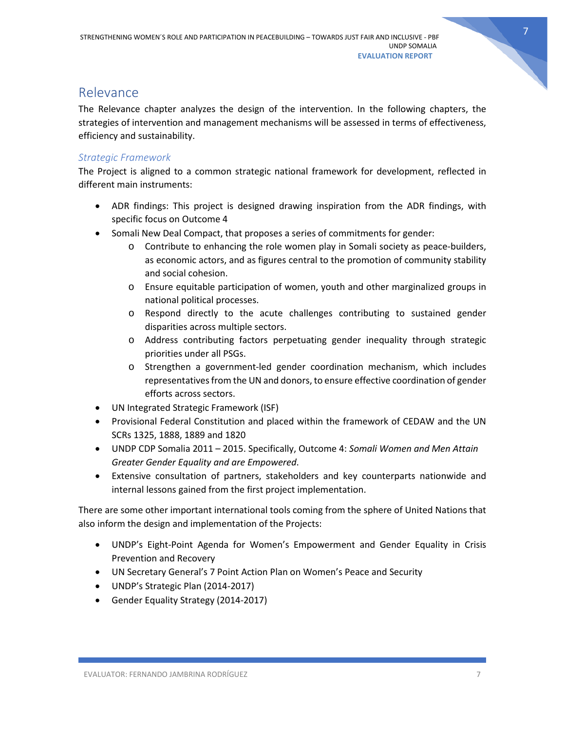## Relevance

The Relevance chapter analyzes the design of the intervention. In the following chapters, the strategies of intervention and management mechanisms will be assessed in terms of effectiveness, efficiency and sustainability.

### *Strategic Framework*

The Project is aligned to a common strategic national framework for development, reflected in different main instruments:

- ADR findings: This project is designed drawing inspiration from the ADR findings, with specific focus on Outcome 4
- Somali New Deal Compact, that proposes a series of commitments for gender:
  - Contribute to enhancing the role women play in Somali society as peace-builders, as economic actors, and as figures central to the promotion of community stability and social cohesion.
  - Ensure equitable participation of women, youth and other marginalized groups in national political processes.
  - Respond directly to the acute challenges contributing to sustained gender disparities across multiple sectors.
  - Address contributing factors perpetuating gender inequality through strategic priorities under all PSGs.
  - Strengthen a government-led gender coordination mechanism, which includes representatives from the UN and donors, to ensure effective coordination of gender efforts across sectors.
- UN Integrated Strategic Framework (ISF)
- Provisional Federal Constitution and placed within the framework of CEDAW and the UN SCRs 1325, 1888, 1889 and 1820
- UNDP CDP Somalia 2011 – 2015. Specifically, Outcome 4: *Somali Women and Men Attain Greater Gender Equality and are Empowered*.
- Extensive consultation of partners, stakeholders and key counterparts nationwide and internal lessons gained from the first project implementation.

There are some other important international tools coming from the sphere of United Nations that also inform the design and implementation of the Projects:

- UNDP's Eight-Point Agenda for Women's Empowerment and Gender Equality in Crisis Prevention and Recovery
- UN Secretary General's 7 Point Action Plan on Women's Peace and Security
- UNDP's Strategic Plan (2014-2017)
- Gender Equality Strategy (2014-2017)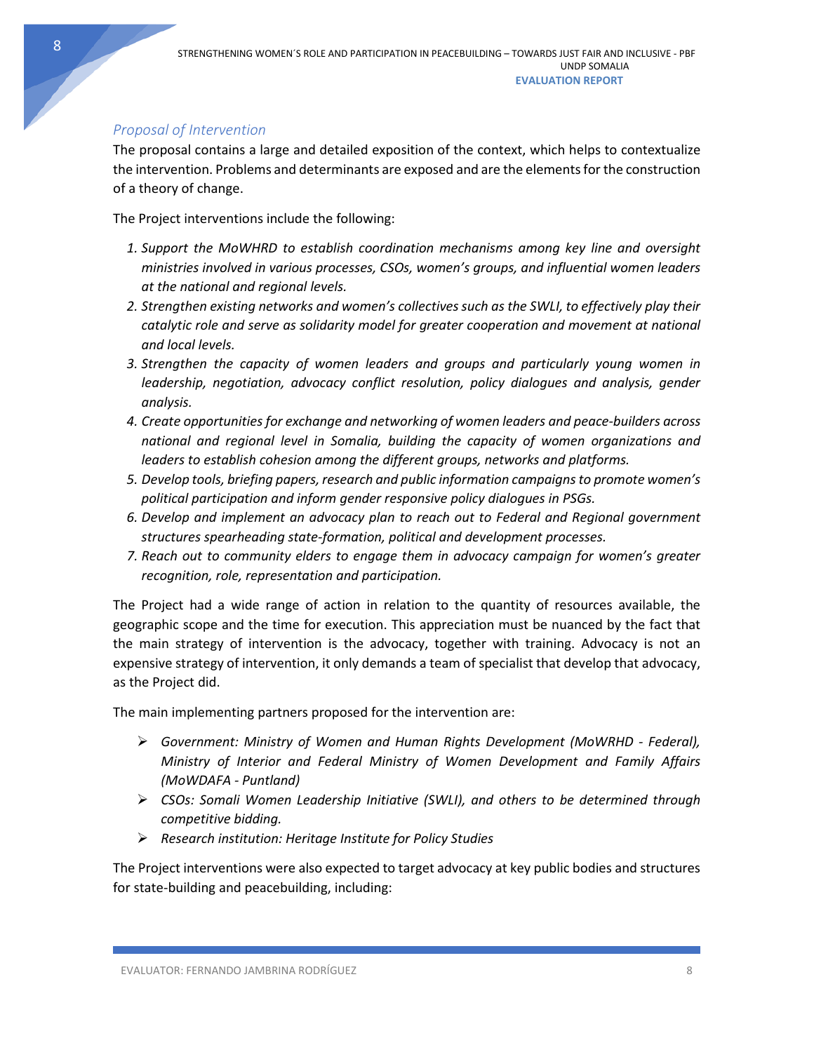### *Proposal of Intervention*

The proposal contains a large and detailed exposition of the context, which helps to contextualize the intervention. Problems and determinants are exposed and are the elements for the construction of a theory of change.

The Project interventions include the following:

1. *Support the MoWHRD to establish coordination mechanisms among key line and oversight ministries involved in various processes, CSOs, women's groups, and influential women leaders at the national and regional levels.*
2. *Strengthen existing networks and women's collectives such as the SWLI, to effectively play their catalytic role and serve as solidarity model for greater cooperation and movement at national and local levels.*
3. *Strengthen the capacity of women leaders and groups and particularly young women in leadership, negotiation, advocacy conflict resolution, policy dialogues and analysis, gender analysis.*
4. *Create opportunities for exchange and networking of women leaders and peace-builders across national and regional level in Somalia, building the capacity of women organizations and leaders to establish cohesion among the different groups, networks and platforms.*
5. *Develop tools, briefing papers, research and public information campaigns to promote women's political participation and inform gender responsive policy dialogues in PSGs.*
6. *Develop and implement an advocacy plan to reach out to Federal and Regional government structures spearheading state-formation, political and development processes.*
7. *Reach out to community elders to engage them in advocacy campaign for women's greater recognition, role, representation and participation.*

The Project had a wide range of action in relation to the quantity of resources available, the geographic scope and the time for execution. This appreciation must be nuanced by the fact that the main strategy of intervention is the advocacy, together with training. Advocacy is not an expensive strategy of intervention, it only demands a team of specialist that develop that advocacy, as the Project did.

The main implementing partners proposed for the intervention are:

- *Government: Ministry of Women and Human Rights Development (MoWRHD - Federal), Ministry of Interior and Federal Ministry of Women Development and Family Affairs (MoWDAFA - Puntland)*
- *CSOs: Somali Women Leadership Initiative (SWLI), and others to be determined through competitive bidding.*
- *Research institution: Heritage Institute for Policy Studies*

The Project interventions were also expected to target advocacy at key public bodies and structures for state-building and peacebuilding, including: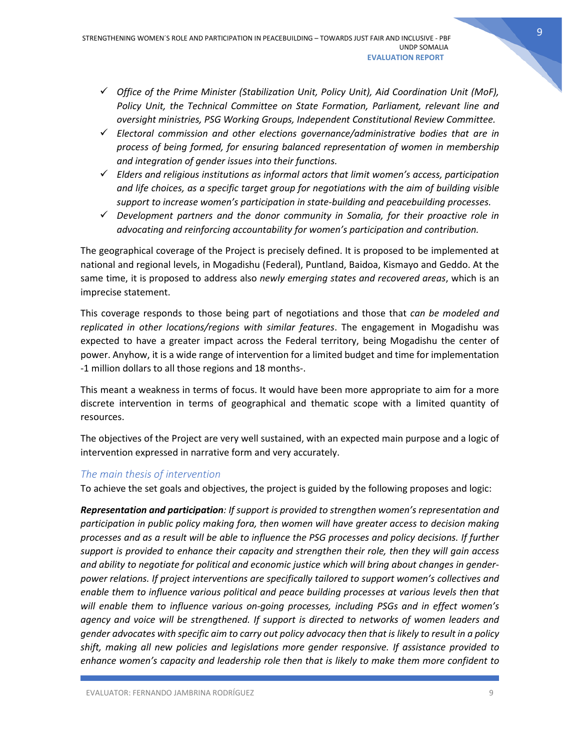- ✓ *Office of the Prime Minister (Stabilization Unit, Policy Unit), Aid Coordination Unit (MoF), Policy Unit, the Technical Committee on State Formation, Parliament, relevant line and oversight ministries, PSG Working Groups, Independent Constitutional Review Committee.*
- ✓ *Electoral commission and other elections governance/administrative bodies that are in process of being formed, for ensuring balanced representation of women in membership and integration of gender issues into their functions.*
- ✓ *Elders and religious institutions as informal actors that limit women's access, participation and life choices, as a specific target group for negotiations with the aim of building visible support to increase women's participation in state-building and peacebuilding processes.*
- ✓ *Development partners and the donor community in Somalia, for their proactive role in advocating and reinforcing accountability for women's participation and contribution.*

The geographical coverage of the Project is precisely defined. It is proposed to be implemented at national and regional levels, in Mogadishu (Federal), Puntland, Baidoa, Kismayo and Geddo. At the same time, it is proposed to address also *newly emerging states and recovered areas*, which is an imprecise statement.

This coverage responds to those being part of negotiations and those that *can be modeled and replicated in other locations/regions with similar features*. The engagement in Mogadishu was expected to have a greater impact across the Federal territory, being Mogadishu the center of power. Anyhow, it is a wide range of intervention for a limited budget and time for implementation -1 million dollars to all those regions and 18 months-.

This meant a weakness in terms of focus. It would have been more appropriate to aim for a more discrete intervention in terms of geographical and thematic scope with a limited quantity of resources.

The objectives of the Project are very well sustained, with an expected main purpose and a logic of intervention expressed in narrative form and very accurately.

### *The main thesis of intervention*

To achieve the set goals and objectives, the project is guided by the following proposes and logic:

***Representation and participation****: If support is provided to strengthen women's representation and participation in public policy making fora, then women will have greater access to decision making processes and as a result will be able to influence the PSG processes and policy decisions. If further support is provided to enhance their capacity and strengthen their role, then they will gain access and ability to negotiate for political and economic justice which will bring about changes in gender-power relations. If project interventions are specifically tailored to support women's collectives and enable them to influence various political and peace building processes at various levels then that will enable them to influence various on-going processes, including PSGs and in effect women's agency and voice will be strengthened. If support is directed to networks of women leaders and gender advocates with specific aim to carry out policy advocacy then that is likely to result in a policy shift, making all new policies and legislations more gender responsive. If assistance provided to enhance women's capacity and leadership role then that is likely to make them more confident to*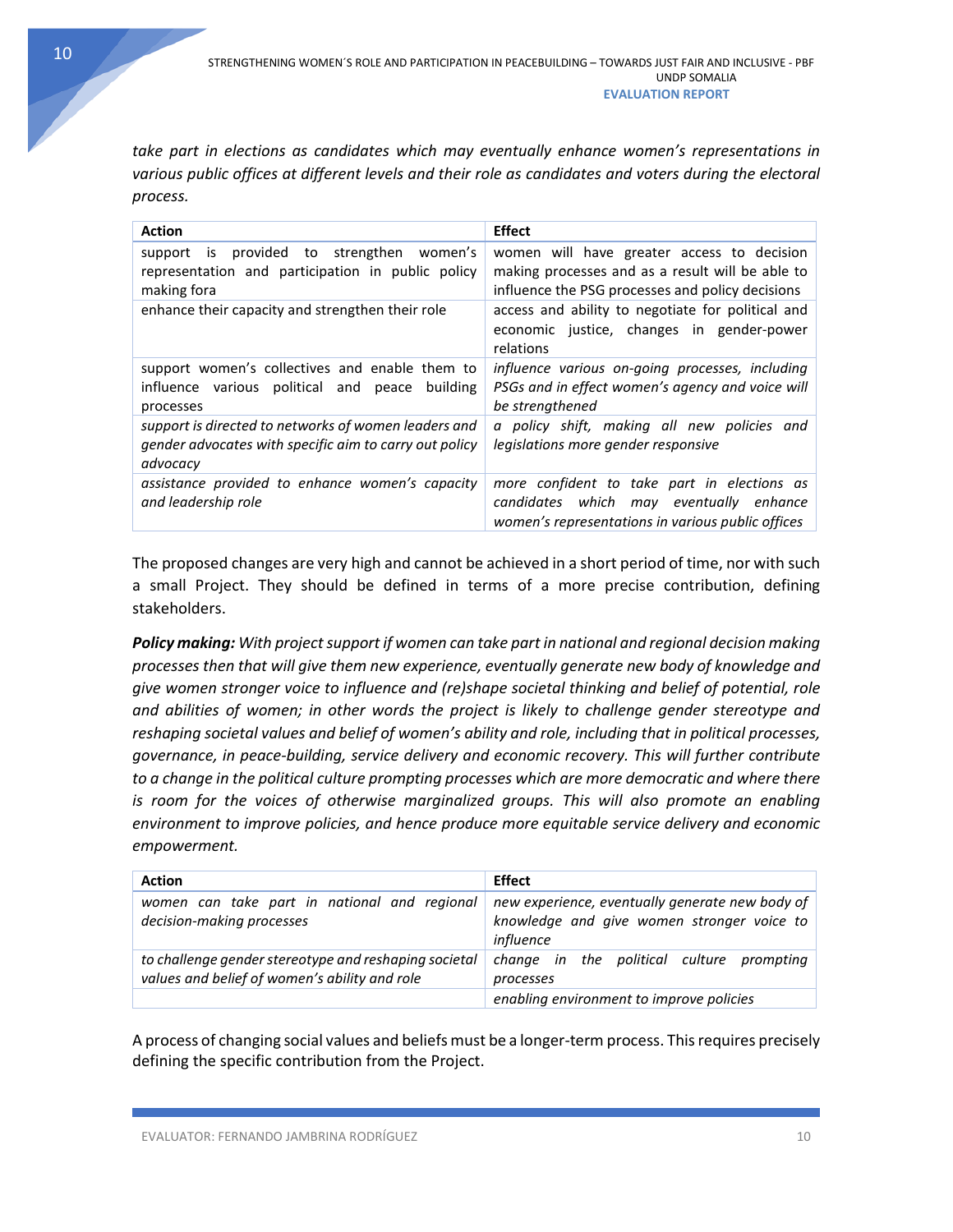*take part in elections as candidates which may eventually enhance women's representations in various public offices at different levels and their role as candidates and voters during the electoral process.*

| Action | Effect |
|---|---|
| support is provided to strengthen women's representation and participation in public policy making fora | women will have greater access to decision making processes and as a result will be able to influence the PSG processes and policy decisions |
| enhance their capacity and strengthen their role | access and ability to negotiate for political and economic justice, changes in gender-power relations |
| support women's collectives and enable them to influence various political and peace building processes | *influence various on-going processes, including PSGs and in effect women's agency and voice will be strengthened* |
| *support is directed to networks of women leaders and gender advocates with specific aim to carry out policy advocacy* | *a policy shift, making all new policies and legislations more gender responsive* |
| *assistance provided to enhance women's capacity and leadership role* | *more confident to take part in elections as candidates which may eventually enhance women's representations in various public offices* |

The proposed changes are very high and cannot be achieved in a short period of time, nor with such a small Project. They should be defined in terms of a more precise contribution, defining stakeholders.

***Policy making:*** *With project support if women can take part in national and regional decision making processes then that will give them new experience, eventually generate new body of knowledge and give women stronger voice to influence and (re)shape societal thinking and belief of potential, role and abilities of women; in other words the project is likely to challenge gender stereotype and reshaping societal values and belief of women's ability and role, including that in political processes, governance, in peace-building, service delivery and economic recovery. This will further contribute to a change in the political culture prompting processes which are more democratic and where there is room for the voices of otherwise marginalized groups. This will also promote an enabling environment to improve policies, and hence produce more equitable service delivery and economic empowerment.*

| Action | Effect |
|---|---|
| *women can take part in national and regional decision-making processes* | *new experience, eventually generate new body of knowledge and give women stronger voice to influence* |
| *to challenge gender stereotype and reshaping societal values and belief of women's ability and role* | *change in the political culture prompting processes* |
| | *enabling environment to improve policies* |

A process of changing social values and beliefs must be a longer-term process. This requires precisely defining the specific contribution from the Project.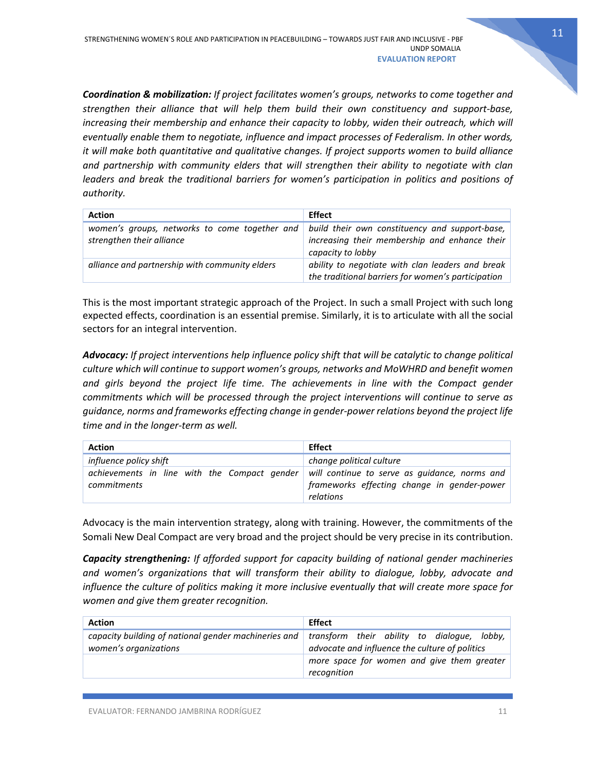***Coordination & mobilization:*** *If project facilitates women's groups, networks to come together and strengthen their alliance that will help them build their own constituency and support-base, increasing their membership and enhance their capacity to lobby, widen their outreach, which will eventually enable them to negotiate, influence and impact processes of Federalism. In other words, it will make both quantitative and qualitative changes. If project supports women to build alliance and partnership with community elders that will strengthen their ability to negotiate with clan leaders and break the traditional barriers for women's participation in politics and positions of authority.*

| Action | Effect |
| --- | --- |
| *women's groups, networks to come together and strengthen their alliance* | *build their own constituency and support-base, increasing their membership and enhance their capacity to lobby* |
| *alliance and partnership with community elders* | *ability to negotiate with clan leaders and break the traditional barriers for women's participation* |

This is the most important strategic approach of the Project. In such a small Project with such long expected effects, coordination is an essential premise. Similarly, it is to articulate with all the social sectors for an integral intervention.

***Advocacy:*** *If project interventions help influence policy shift that will be catalytic to change political culture which will continue to support women's groups, networks and MoWHRD and benefit women and girls beyond the project life time. The achievements in line with the Compact gender commitments which will be processed through the project interventions will continue to serve as guidance, norms and frameworks effecting change in gender-power relations beyond the project life time and in the longer-term as well.*

| Action | Effect |
| --- | --- |
| *influence policy shift* | *change political culture* |
| *achievements in line with the Compact gender commitments* | *will continue to serve as guidance, norms and frameworks effecting change in gender-power relations* |

Advocacy is the main intervention strategy, along with training. However, the commitments of the Somali New Deal Compact are very broad and the project should be very precise in its contribution.

***Capacity strengthening:*** *If afforded support for capacity building of national gender machineries and women's organizations that will transform their ability to dialogue, lobby, advocate and influence the culture of politics making it more inclusive eventually that will create more space for women and give them greater recognition.*

| Action | Effect |
| --- | --- |
| *capacity building of national gender machineries and women's organizations* | *transform their ability to dialogue, lobby, advocate and influence the culture of politics* |
| | *more space for women and give them greater recognition* |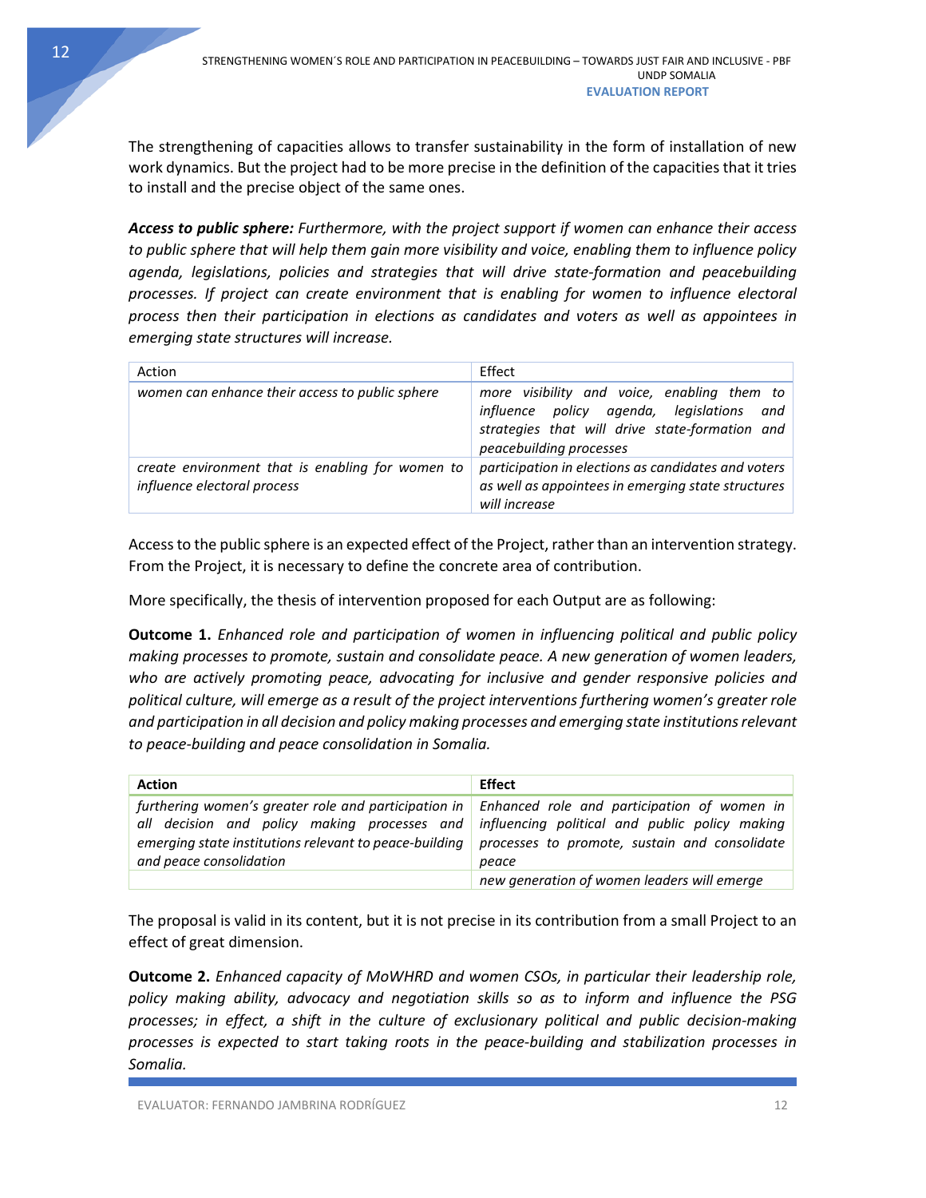The strengthening of capacities allows to transfer sustainability in the form of installation of new work dynamics. But the project had to be more precise in the definition of the capacities that it tries to install and the precise object of the same ones.

***Access to public sphere:*** *Furthermore, with the project support if women can enhance their access to public sphere that will help them gain more visibility and voice, enabling them to influence policy agenda, legislations, policies and strategies that will drive state-formation and peacebuilding processes. If project can create environment that is enabling for women to influence electoral process then their participation in elections as candidates and voters as well as appointees in emerging state structures will increase.*

| Action | Effect |
|---|---|
| *women can enhance their access to public sphere* | *more visibility and voice, enabling them to influence policy agenda, legislations and strategies that will drive state-formation and peacebuilding processes* |
| *create environment that is enabling for women to influence electoral process* | *participation in elections as candidates and voters as well as appointees in emerging state structures will increase* |

Access to the public sphere is an expected effect of the Project, rather than an intervention strategy. From the Project, it is necessary to define the concrete area of contribution.

More specifically, the thesis of intervention proposed for each Output are as following:

**Outcome 1.** *Enhanced role and participation of women in influencing political and public policy making processes to promote, sustain and consolidate peace. A new generation of women leaders, who are actively promoting peace, advocating for inclusive and gender responsive policies and political culture, will emerge as a result of the project interventions furthering women's greater role and participation in all decision and policy making processes and emerging state institutions relevant to peace-building and peace consolidation in Somalia.*

| **Action** | **Effect** |
|---|---|
| *furthering women's greater role and participation in all decision and policy making processes and emerging state institutions relevant to peace-building and peace consolidation* | *Enhanced role and participation of women in influencing political and public policy making processes to promote, sustain and consolidate peace* |
| | *new generation of women leaders will emerge* |

The proposal is valid in its content, but it is not precise in its contribution from a small Project to an effect of great dimension.

**Outcome 2.** *Enhanced capacity of MoWHRD and women CSOs, in particular their leadership role, policy making ability, advocacy and negotiation skills so as to inform and influence the PSG processes; in effect, a shift in the culture of exclusionary political and public decision-making processes is expected to start taking roots in the peace-building and stabilization processes in Somalia.*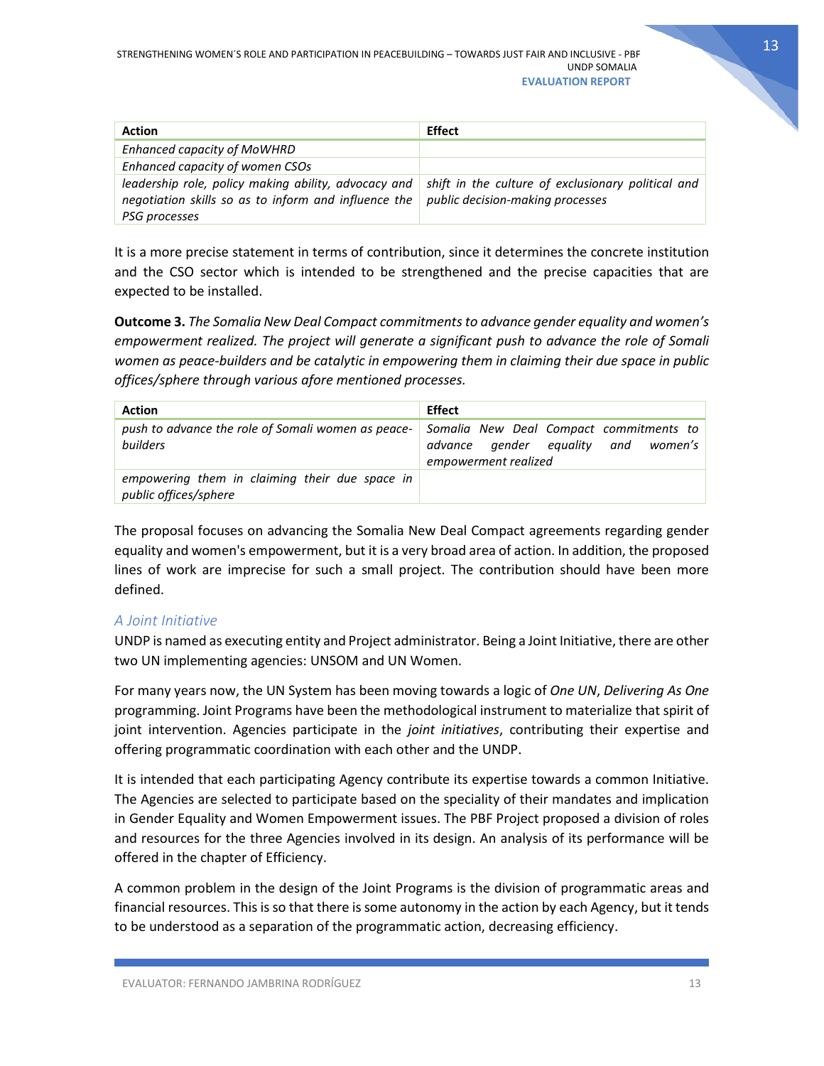| Action | Effect |
|---|---|
| *Enhanced capacity of MoWHRD* | |
| *Enhanced capacity of women CSOs* | |
| *leadership role, policy making ability, advocacy and negotiation skills so as to inform and influence the PSG processes* | *shift in the culture of exclusionary political and public decision-making processes* |

It is a more precise statement in terms of contribution, since it determines the concrete institution and the CSO sector which is intended to be strengthened and the precise capacities that are expected to be installed.

**Outcome 3.** *The Somalia New Deal Compact commitments to advance gender equality and women's empowerment realized. The project will generate a significant push to advance the role of Somali women as peace-builders and be catalytic in empowering them in claiming their due space in public offices/sphere through various afore mentioned processes.*

| Action | Effect |
|---|---|
| *push to advance the role of Somali women as peace-builders* | *Somalia New Deal Compact commitments to advance gender equality and women's empowerment realized* |
| *empowering them in claiming their due space in public offices/sphere* | |

The proposal focuses on advancing the Somalia New Deal Compact agreements regarding gender equality and women's empowerment, but it is a very broad area of action. In addition, the proposed lines of work are imprecise for such a small project. The contribution should have been more defined.

### *A Joint Initiative*

UNDP is named as executing entity and Project administrator. Being a Joint Initiative, there are other two UN implementing agencies: UNSOM and UN Women.

For many years now, the UN System has been moving towards a logic of *One UN*, *Delivering As One* programming. Joint Programs have been the methodological instrument to materialize that spirit of joint intervention. Agencies participate in the *joint initiatives*, contributing their expertise and offering programmatic coordination with each other and the UNDP.

It is intended that each participating Agency contribute its expertise towards a common Initiative. The Agencies are selected to participate based on the speciality of their mandates and implication in Gender Equality and Women Empowerment issues. The PBF Project proposed a division of roles and resources for the three Agencies involved in its design. An analysis of its performance will be offered in the chapter of Efficiency.

A common problem in the design of the Joint Programs is the division of programmatic areas and financial resources. This is so that there is some autonomy in the action by each Agency, but it tends to be understood as a separation of the programmatic action, decreasing efficiency.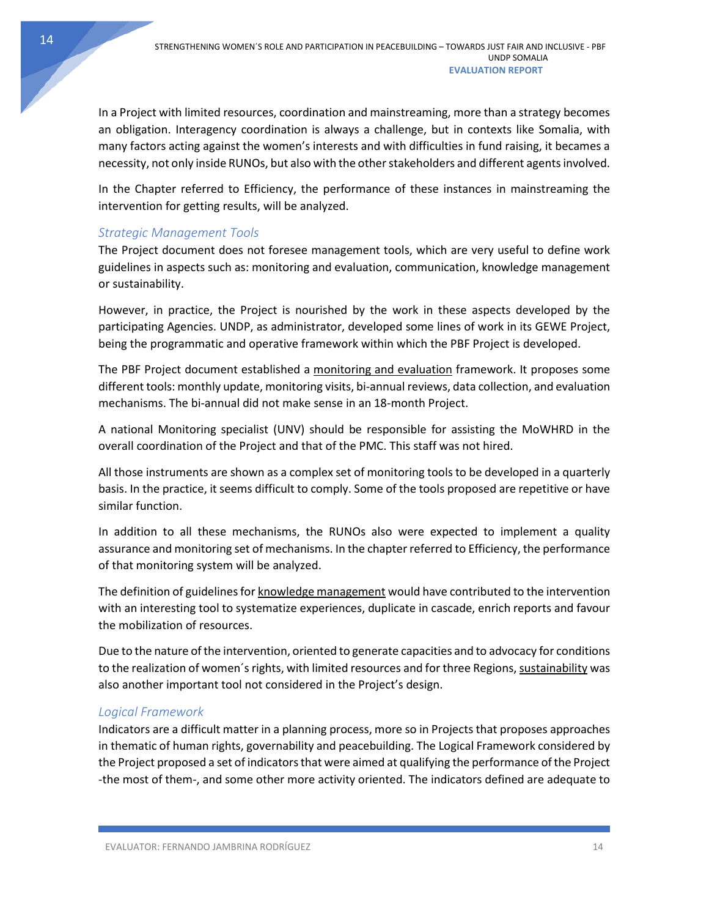In a Project with limited resources, coordination and mainstreaming, more than a strategy becomes an obligation. Interagency coordination is always a challenge, but in contexts like Somalia, with many factors acting against the women's interests and with difficulties in fund raising, it becames a necessity, not only inside RUNOs, but also with the other stakeholders and different agents involved.

In the Chapter referred to Efficiency, the performance of these instances in mainstreaming the intervention for getting results, will be analyzed.

### *Strategic Management Tools*

The Project document does not foresee management tools, which are very useful to define work guidelines in aspects such as: monitoring and evaluation, communication, knowledge management or sustainability.

However, in practice, the Project is nourished by the work in these aspects developed by the participating Agencies. UNDP, as administrator, developed some lines of work in its GEWE Project, being the programmatic and operative framework within which the PBF Project is developed.

The PBF Project document established a monitoring and evaluation framework. It proposes some different tools: monthly update, monitoring visits, bi-annual reviews, data collection, and evaluation mechanisms. The bi-annual did not make sense in an 18-month Project.

A national Monitoring specialist (UNV) should be responsible for assisting the MoWHRD in the overall coordination of the Project and that of the PMC. This staff was not hired.

All those instruments are shown as a complex set of monitoring tools to be developed in a quarterly basis. In the practice, it seems difficult to comply. Some of the tools proposed are repetitive or have similar function.

In addition to all these mechanisms, the RUNOs also were expected to implement a quality assurance and monitoring set of mechanisms. In the chapter referred to Efficiency, the performance of that monitoring system will be analyzed.

The definition of guidelines for knowledge management would have contributed to the intervention with an interesting tool to systematize experiences, duplicate in cascade, enrich reports and favour the mobilization of resources.

Due to the nature of the intervention, oriented to generate capacities and to advocacy for conditions to the realization of women´s rights, with limited resources and for three Regions, sustainability was also another important tool not considered in the Project's design.

### *Logical Framework*

Indicators are a difficult matter in a planning process, more so in Projects that proposes approaches in thematic of human rights, governability and peacebuilding. The Logical Framework considered by the Project proposed a set of indicators that were aimed at qualifying the performance of the Project -the most of them-, and some other more activity oriented. The indicators defined are adequate to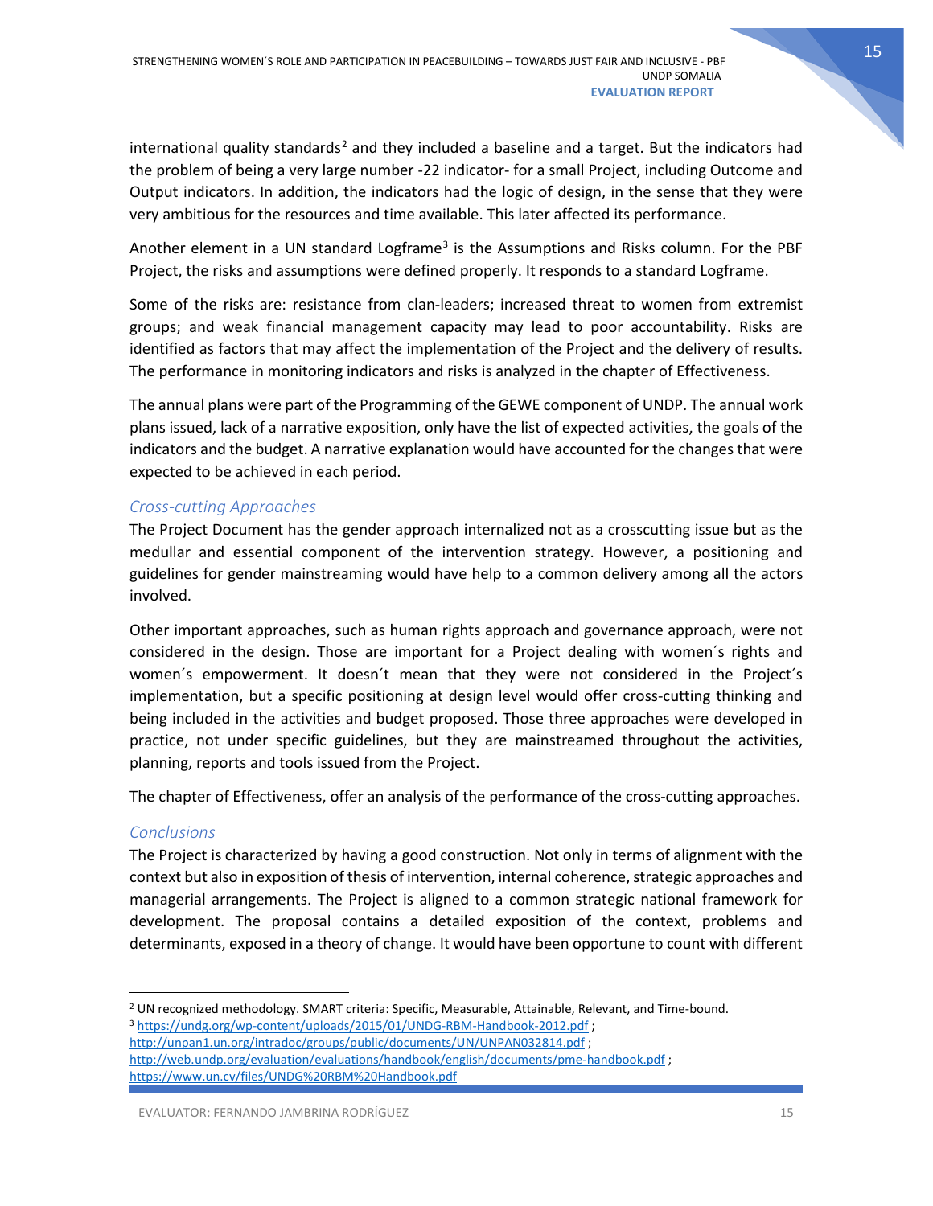international quality standards[2] and they included a baseline and a target. But the indicators had the problem of being a very large number -22 indicator- for a small Project, including Outcome and Output indicators. In addition, the indicators had the logic of design, in the sense that they were very ambitious for the resources and time available. This later affected its performance.

Another element in a UN standard Logframe[3] is the Assumptions and Risks column. For the PBF Project, the risks and assumptions were defined properly. It responds to a standard Logframe.

Some of the risks are: resistance from clan-leaders; increased threat to women from extremist groups; and weak financial management capacity may lead to poor accountability. Risks are identified as factors that may affect the implementation of the Project and the delivery of results. The performance in monitoring indicators and risks is analyzed in the chapter of Effectiveness.

The annual plans were part of the Programming of the GEWE component of UNDP. The annual work plans issued, lack of a narrative exposition, only have the list of expected activities, the goals of the indicators and the budget. A narrative explanation would have accounted for the changes that were expected to be achieved in each period.

### *Cross-cutting Approaches*

The Project Document has the gender approach internalized not as a crosscutting issue but as the medullar and essential component of the intervention strategy. However, a positioning and guidelines for gender mainstreaming would have help to a common delivery among all the actors involved.

Other important approaches, such as human rights approach and governance approach, were not considered in the design. Those are important for a Project dealing with women´s rights and women´s empowerment. It doesn´t mean that they were not considered in the Project´s implementation, but a specific positioning at design level would offer cross-cutting thinking and being included in the activities and budget proposed. Those three approaches were developed in practice, not under specific guidelines, but they are mainstreamed throughout the activities, planning, reports and tools issued from the Project.

The chapter of Effectiveness, offer an analysis of the performance of the cross-cutting approaches.

### *Conclusions*

The Project is characterized by having a good construction. Not only in terms of alignment with the context but also in exposition of thesis of intervention, internal coherence, strategic approaches and managerial arrangements. The Project is aligned to a common strategic national framework for development. The proposal contains a detailed exposition of the context, problems and determinants, exposed in a theory of change. It would have been opportune to count with different

---

[2] UN recognized methodology. SMART criteria: Specific, Measurable, Attainable, Relevant, and Time-bound.

[3] https://undg.org/wp-content/uploads/2015/01/UNDG-RBM-Handbook-2012.pdf ; http://unpan1.un.org/intradoc/groups/public/documents/UN/UNPAN032814.pdf ; http://web.undp.org/evaluation/evaluations/handbook/english/documents/pme-handbook.pdf ; https://www.un.cv/files/UNDG%20RBM%20Handbook.pdf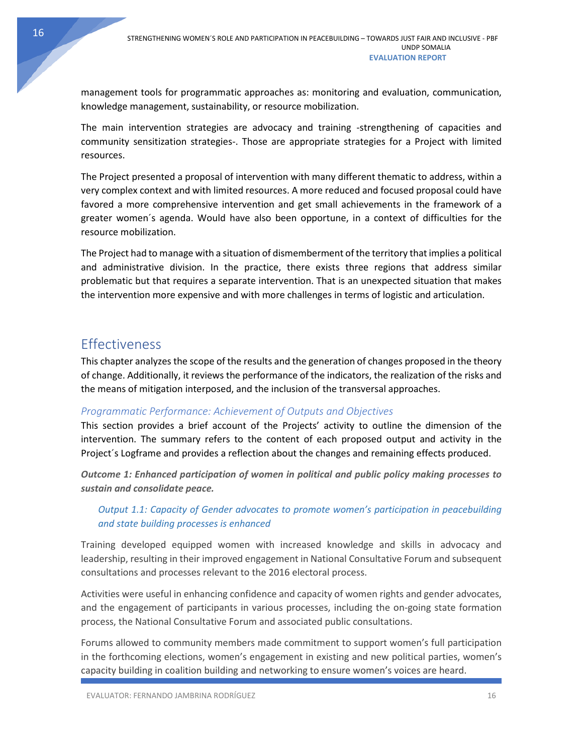management tools for programmatic approaches as: monitoring and evaluation, communication, knowledge management, sustainability, or resource mobilization.

The main intervention strategies are advocacy and training -strengthening of capacities and community sensitization strategies-. Those are appropriate strategies for a Project with limited resources.

The Project presented a proposal of intervention with many different thematic to address, within a very complex context and with limited resources. A more reduced and focused proposal could have favored a more comprehensive intervention and get small achievements in the framework of a greater women´s agenda. Would have also been opportune, in a context of difficulties for the resource mobilization.

The Project had to manage with a situation of dismemberment of the territory that implies a political and administrative division. In the practice, there exists three regions that address similar problematic but that requires a separate intervention. That is an unexpected situation that makes the intervention more expensive and with more challenges in terms of logistic and articulation.

## Effectiveness

This chapter analyzes the scope of the results and the generation of changes proposed in the theory of change. Additionally, it reviews the performance of the indicators, the realization of the risks and the means of mitigation interposed, and the inclusion of the transversal approaches.

### *Programmatic Performance: Achievement of Outputs and Objectives*

This section provides a brief account of the Projects' activity to outline the dimension of the intervention. The summary refers to the content of each proposed output and activity in the Project´s Logframe and provides a reflection about the changes and remaining effects produced.

***Outcome 1: Enhanced participation of women in political and public policy making processes to sustain and consolidate peace.***

*Output 1.1: Capacity of Gender advocates to promote women's participation in peacebuilding and state building processes is enhanced*

Training developed equipped women with increased knowledge and skills in advocacy and leadership, resulting in their improved engagement in National Consultative Forum and subsequent consultations and processes relevant to the 2016 electoral process.

Activities were useful in enhancing confidence and capacity of women rights and gender advocates, and the engagement of participants in various processes, including the on-going state formation process, the National Consultative Forum and associated public consultations.

Forums allowed to community members made commitment to support women's full participation in the forthcoming elections, women's engagement in existing and new political parties, women's capacity building in coalition building and networking to ensure women's voices are heard.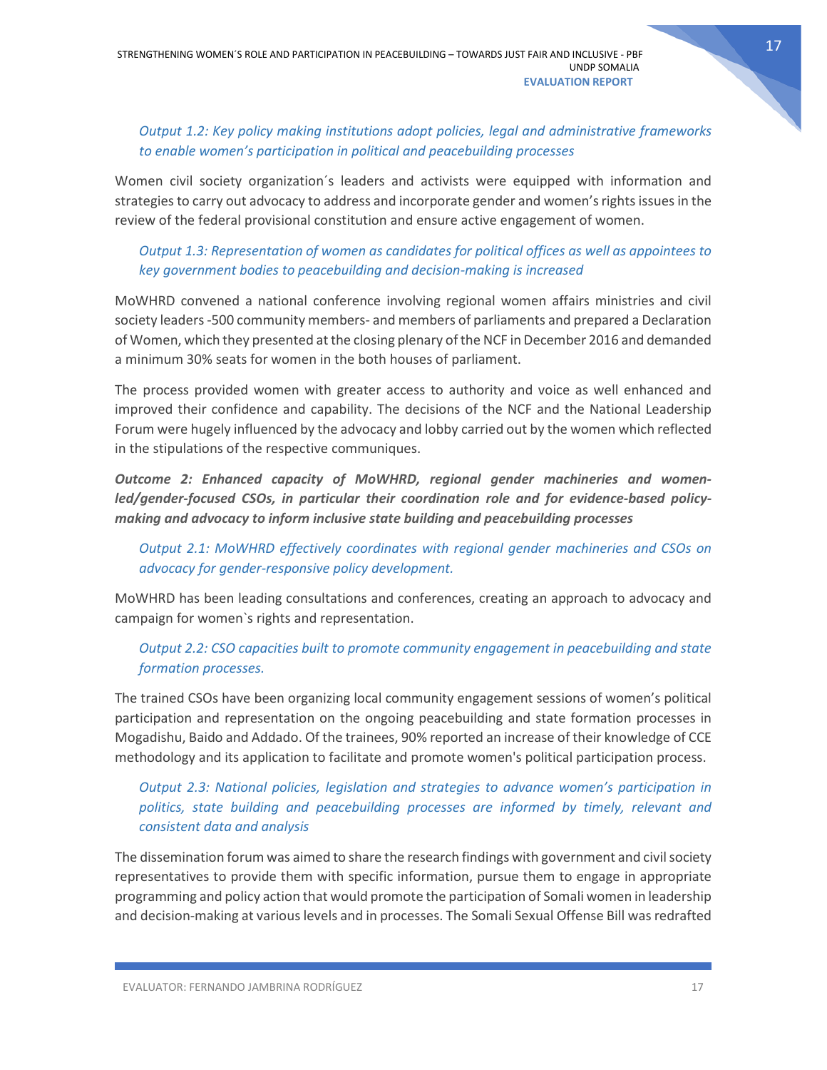*Output 1.2: Key policy making institutions adopt policies, legal and administrative frameworks to enable women's participation in political and peacebuilding processes*

Women civil society organization´s leaders and activists were equipped with information and strategies to carry out advocacy to address and incorporate gender and women's rights issues in the review of the federal provisional constitution and ensure active engagement of women.

*Output 1.3: Representation of women as candidates for political offices as well as appointees to key government bodies to peacebuilding and decision-making is increased*

MoWHRD convened a national conference involving regional women affairs ministries and civil society leaders -500 community members- and members of parliaments and prepared a Declaration of Women, which they presented at the closing plenary of the NCF in December 2016 and demanded a minimum 30% seats for women in the both houses of parliament.

The process provided women with greater access to authority and voice as well enhanced and improved their confidence and capability. The decisions of the NCF and the National Leadership Forum were hugely influenced by the advocacy and lobby carried out by the women which reflected in the stipulations of the respective communiques.

***Outcome 2: Enhanced capacity of MoWHRD, regional gender machineries and women-led/gender-focused CSOs, in particular their coordination role and for evidence-based policy-making and advocacy to inform inclusive state building and peacebuilding processes***

*Output 2.1: MoWHRD effectively coordinates with regional gender machineries and CSOs on advocacy for gender-responsive policy development.*

MoWHRD has been leading consultations and conferences, creating an approach to advocacy and campaign for women`s rights and representation.

*Output 2.2: CSO capacities built to promote community engagement in peacebuilding and state formation processes.*

The trained CSOs have been organizing local community engagement sessions of women's political participation and representation on the ongoing peacebuilding and state formation processes in Mogadishu, Baido and Addado. Of the trainees, 90% reported an increase of their knowledge of CCE methodology and its application to facilitate and promote women's political participation process.

*Output 2.3: National policies, legislation and strategies to advance women's participation in politics, state building and peacebuilding processes are informed by timely, relevant and consistent data and analysis*

The dissemination forum was aimed to share the research findings with government and civil society representatives to provide them with specific information, pursue them to engage in appropriate programming and policy action that would promote the participation of Somali women in leadership and decision-making at various levels and in processes. The Somali Sexual Offense Bill was redrafted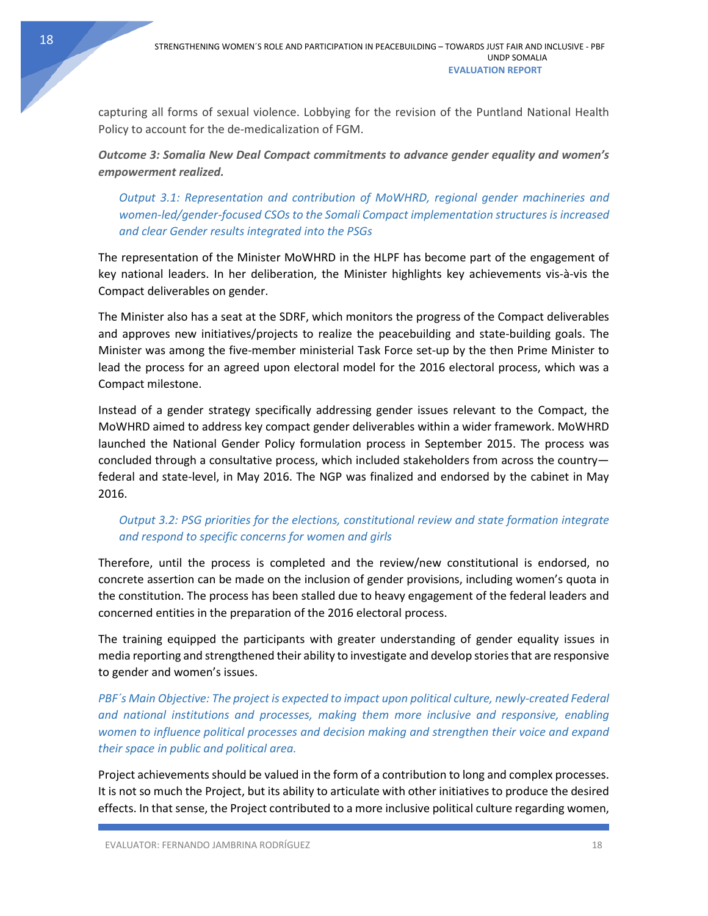capturing all forms of sexual violence. Lobbying for the revision of the Puntland National Health Policy to account for the de-medicalization of FGM.

***Outcome 3: Somalia New Deal Compact commitments to advance gender equality and women's empowerment realized.***

> *Output 3.1: Representation and contribution of MoWHRD, regional gender machineries and women-led/gender-focused CSOs to the Somali Compact implementation structures is increased and clear Gender results integrated into the PSGs*

The representation of the Minister MoWHRD in the HLPF has become part of the engagement of key national leaders. In her deliberation, the Minister highlights key achievements vis-à-vis the Compact deliverables on gender.

The Minister also has a seat at the SDRF, which monitors the progress of the Compact deliverables and approves new initiatives/projects to realize the peacebuilding and state-building goals. The Minister was among the five-member ministerial Task Force set-up by the then Prime Minister to lead the process for an agreed upon electoral model for the 2016 electoral process, which was a Compact milestone.

Instead of a gender strategy specifically addressing gender issues relevant to the Compact, the MoWHRD aimed to address key compact gender deliverables within a wider framework. MoWHRD launched the National Gender Policy formulation process in September 2015. The process was concluded through a consultative process, which included stakeholders from across the country—federal and state-level, in May 2016. The NGP was finalized and endorsed by the cabinet in May 2016.

> *Output 3.2: PSG priorities for the elections, constitutional review and state formation integrate and respond to specific concerns for women and girls*

Therefore, until the process is completed and the review/new constitutional is endorsed, no concrete assertion can be made on the inclusion of gender provisions, including women's quota in the constitution. The process has been stalled due to heavy engagement of the federal leaders and concerned entities in the preparation of the 2016 electoral process.

The training equipped the participants with greater understanding of gender equality issues in media reporting and strengthened their ability to investigate and develop stories that are responsive to gender and women's issues.

*PBF´s Main Objective: The project is expected to impact upon political culture, newly-created Federal and national institutions and processes, making them more inclusive and responsive, enabling women to influence political processes and decision making and strengthen their voice and expand their space in public and political area.*

Project achievements should be valued in the form of a contribution to long and complex processes. It is not so much the Project, but its ability to articulate with other initiatives to produce the desired effects. In that sense, the Project contributed to a more inclusive political culture regarding women,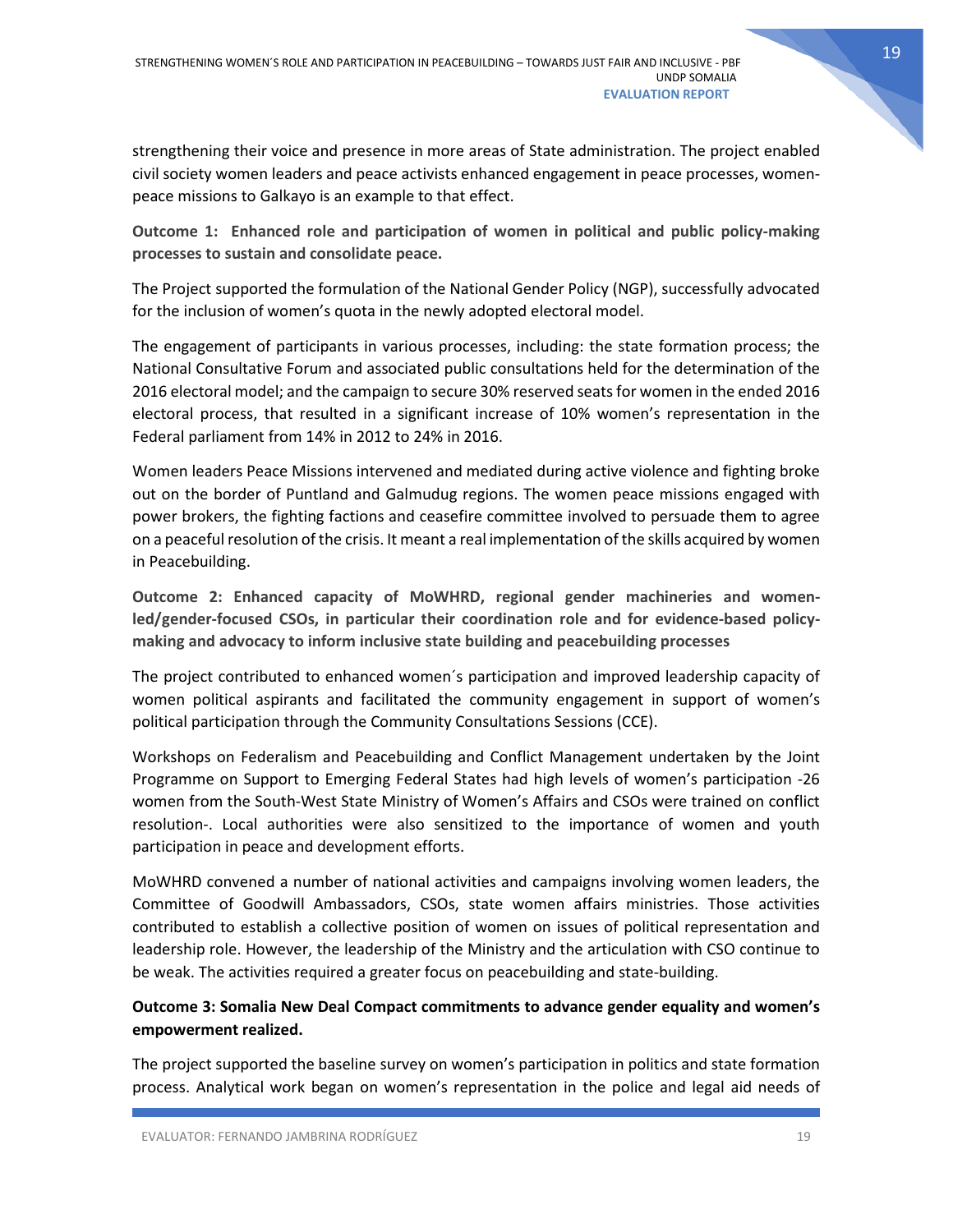strengthening their voice and presence in more areas of State administration. The project enabled civil society women leaders and peace activists enhanced engagement in peace processes, women-peace missions to Galkayo is an example to that effect.

**Outcome 1: Enhanced role and participation of women in political and public policy-making processes to sustain and consolidate peace.**

The Project supported the formulation of the National Gender Policy (NGP), successfully advocated for the inclusion of women's quota in the newly adopted electoral model.

The engagement of participants in various processes, including: the state formation process; the National Consultative Forum and associated public consultations held for the determination of the 2016 electoral model; and the campaign to secure 30% reserved seats for women in the ended 2016 electoral process, that resulted in a significant increase of 10% women's representation in the Federal parliament from 14% in 2012 to 24% in 2016.

Women leaders Peace Missions intervened and mediated during active violence and fighting broke out on the border of Puntland and Galmudug regions. The women peace missions engaged with power brokers, the fighting factions and ceasefire committee involved to persuade them to agree on a peaceful resolution of the crisis. It meant a real implementation of the skills acquired by women in Peacebuilding.

**Outcome 2: Enhanced capacity of MoWHRD, regional gender machineries and women-led/gender-focused CSOs, in particular their coordination role and for evidence-based policy-making and advocacy to inform inclusive state building and peacebuilding processes**

The project contributed to enhanced women´s participation and improved leadership capacity of women political aspirants and facilitated the community engagement in support of women's political participation through the Community Consultations Sessions (CCE).

Workshops on Federalism and Peacebuilding and Conflict Management undertaken by the Joint Programme on Support to Emerging Federal States had high levels of women's participation -26 women from the South-West State Ministry of Women's Affairs and CSOs were trained on conflict resolution-. Local authorities were also sensitized to the importance of women and youth participation in peace and development efforts.

MoWHRD convened a number of national activities and campaigns involving women leaders, the Committee of Goodwill Ambassadors, CSOs, state women affairs ministries. Those activities contributed to establish a collective position of women on issues of political representation and leadership role. However, the leadership of the Ministry and the articulation with CSO continue to be weak. The activities required a greater focus on peacebuilding and state-building.

**Outcome 3: Somalia New Deal Compact commitments to advance gender equality and women's empowerment realized.**

The project supported the baseline survey on women's participation in politics and state formation process. Analytical work began on women's representation in the police and legal aid needs of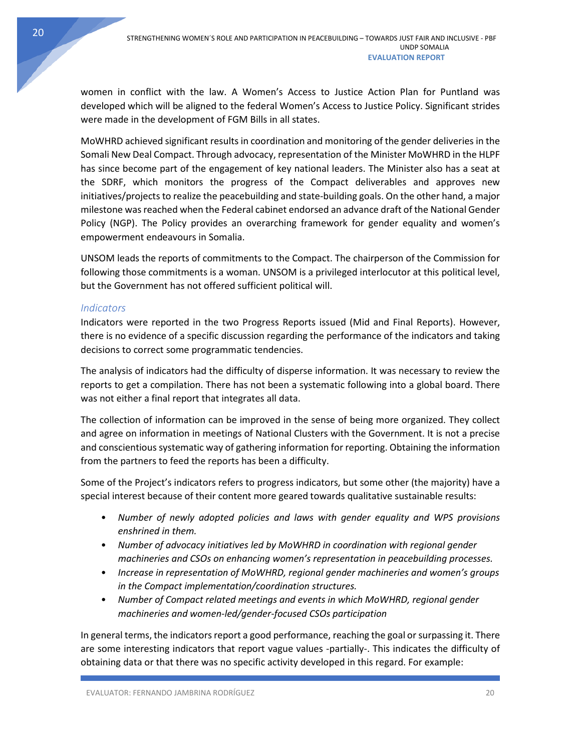women in conflict with the law. A Women's Access to Justice Action Plan for Puntland was developed which will be aligned to the federal Women's Access to Justice Policy. Significant strides were made in the development of FGM Bills in all states.

MoWHRD achieved significant results in coordination and monitoring of the gender deliveries in the Somali New Deal Compact. Through advocacy, representation of the Minister MoWHRD in the HLPF has since become part of the engagement of key national leaders. The Minister also has a seat at the SDRF, which monitors the progress of the Compact deliverables and approves new initiatives/projects to realize the peacebuilding and state-building goals. On the other hand, a major milestone was reached when the Federal cabinet endorsed an advance draft of the National Gender Policy (NGP). The Policy provides an overarching framework for gender equality and women's empowerment endeavours in Somalia.

UNSOM leads the reports of commitments to the Compact. The chairperson of the Commission for following those commitments is a woman. UNSOM is a privileged interlocutor at this political level, but the Government has not offered sufficient political will.

### *Indicators*

Indicators were reported in the two Progress Reports issued (Mid and Final Reports). However, there is no evidence of a specific discussion regarding the performance of the indicators and taking decisions to correct some programmatic tendencies.

The analysis of indicators had the difficulty of disperse information. It was necessary to review the reports to get a compilation. There has not been a systematic following into a global board. There was not either a final report that integrates all data.

The collection of information can be improved in the sense of being more organized. They collect and agree on information in meetings of National Clusters with the Government. It is not a precise and conscientious systematic way of gathering information for reporting. Obtaining the information from the partners to feed the reports has been a difficulty.

Some of the Project's indicators refers to progress indicators, but some other (the majority) have a special interest because of their content more geared towards qualitative sustainable results:

- *Number of newly adopted policies and laws with gender equality and WPS provisions enshrined in them.*
- *Number of advocacy initiatives led by MoWHRD in coordination with regional gender machineries and CSOs on enhancing women's representation in peacebuilding processes.*
- *Increase in representation of MoWHRD, regional gender machineries and women's groups in the Compact implementation/coordination structures.*
- *Number of Compact related meetings and events in which MoWHRD, regional gender machineries and women-led/gender-focused CSOs participation*

In general terms, the indicators report a good performance, reaching the goal or surpassing it. There are some interesting indicators that report vague values -partially-. This indicates the difficulty of obtaining data or that there was no specific activity developed in this regard. For example: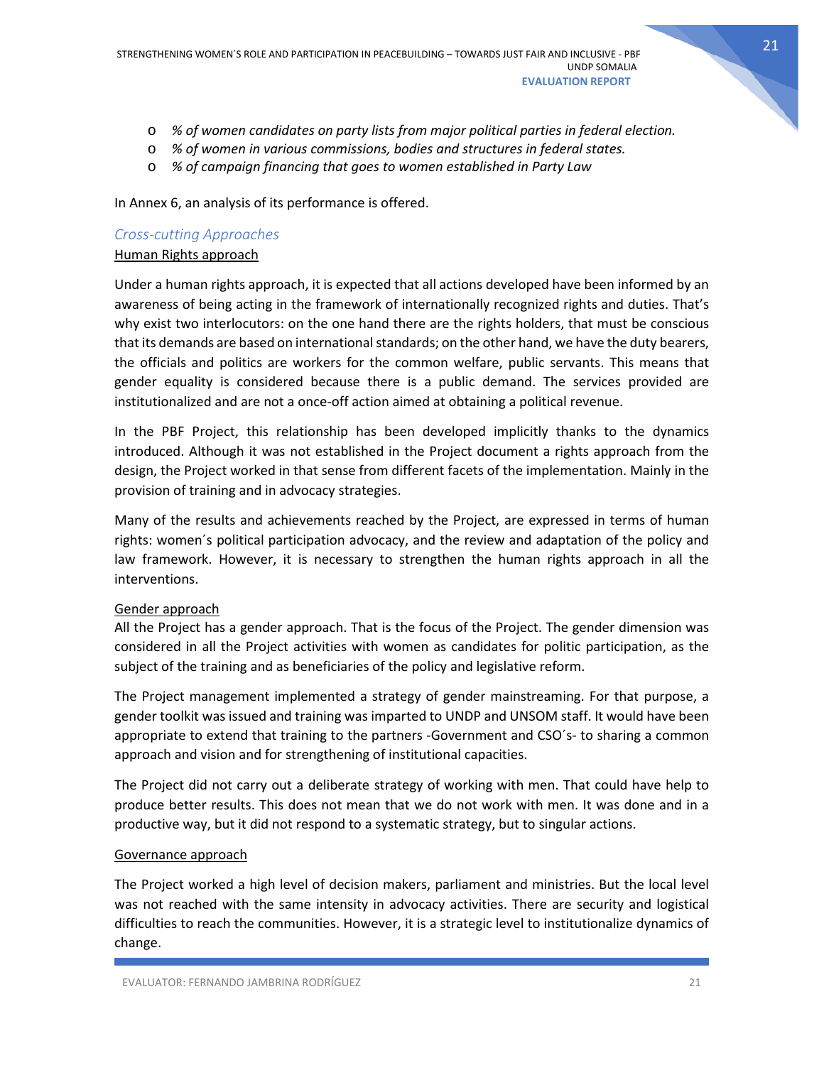- *% of women candidates on party lists from major political parties in federal election.*
- *% of women in various commissions, bodies and structures in federal states.*
- *% of campaign financing that goes to women established in Party Law*

In Annex 6, an analysis of its performance is offered.

### *Cross-cutting Approaches*

#### Human Rights approach

Under a human rights approach, it is expected that all actions developed have been informed by an awareness of being acting in the framework of internationally recognized rights and duties. That's why exist two interlocutors: on the one hand there are the rights holders, that must be conscious that its demands are based on international standards; on the other hand, we have the duty bearers, the officials and politics are workers for the common welfare, public servants. This means that gender equality is considered because there is a public demand. The services provided are institutionalized and are not a once-off action aimed at obtaining a political revenue.

In the PBF Project, this relationship has been developed implicitly thanks to the dynamics introduced. Although it was not established in the Project document a rights approach from the design, the Project worked in that sense from different facets of the implementation. Mainly in the provision of training and in advocacy strategies.

Many of the results and achievements reached by the Project, are expressed in terms of human rights: women´s political participation advocacy, and the review and adaptation of the policy and law framework. However, it is necessary to strengthen the human rights approach in all the interventions.

#### Gender approach

All the Project has a gender approach. That is the focus of the Project. The gender dimension was considered in all the Project activities with women as candidates for politic participation, as the subject of the training and as beneficiaries of the policy and legislative reform.

The Project management implemented a strategy of gender mainstreaming. For that purpose, a gender toolkit was issued and training was imparted to UNDP and UNSOM staff. It would have been appropriate to extend that training to the partners -Government and CSO´s- to sharing a common approach and vision and for strengthening of institutional capacities.

The Project did not carry out a deliberate strategy of working with men. That could have help to produce better results. This does not mean that we do not work with men. It was done and in a productive way, but it did not respond to a systematic strategy, but to singular actions.

#### Governance approach

The Project worked a high level of decision makers, parliament and ministries. But the local level was not reached with the same intensity in advocacy activities. There are security and logistical difficulties to reach the communities. However, it is a strategic level to institutionalize dynamics of change.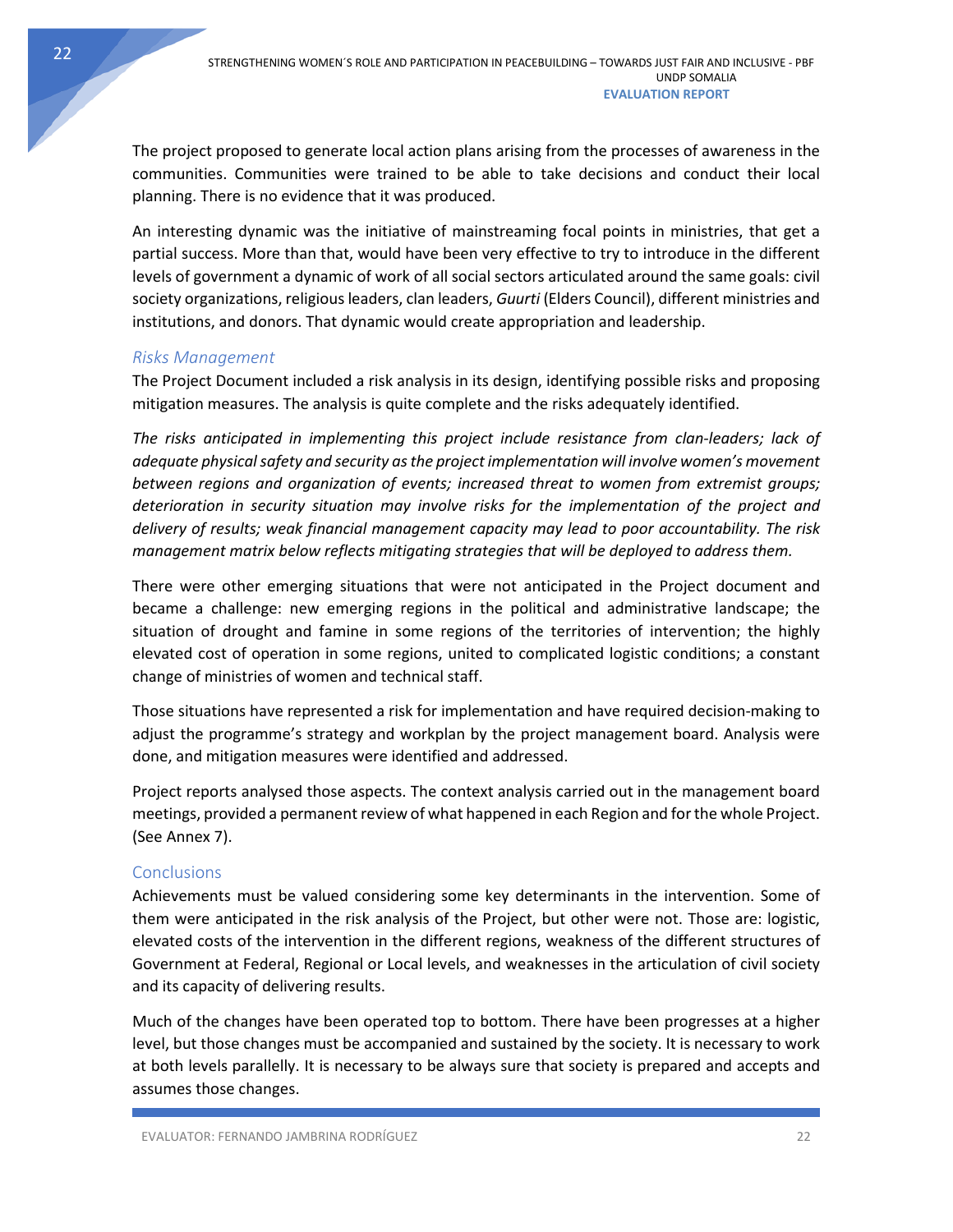The project proposed to generate local action plans arising from the processes of awareness in the communities. Communities were trained to be able to take decisions and conduct their local planning. There is no evidence that it was produced.

An interesting dynamic was the initiative of mainstreaming focal points in ministries, that get a partial success. More than that, would have been very effective to try to introduce in the different levels of government a dynamic of work of all social sectors articulated around the same goals: civil society organizations, religious leaders, clan leaders, *Guurti* (Elders Council), different ministries and institutions, and donors. That dynamic would create appropriation and leadership.

### *Risks Management*

The Project Document included a risk analysis in its design, identifying possible risks and proposing mitigation measures. The analysis is quite complete and the risks adequately identified.

*The risks anticipated in implementing this project include resistance from clan-leaders; lack of adequate physical safety and security as the project implementation will involve women's movement between regions and organization of events; increased threat to women from extremist groups; deterioration in security situation may involve risks for the implementation of the project and delivery of results; weak financial management capacity may lead to poor accountability. The risk management matrix below reflects mitigating strategies that will be deployed to address them.*

There were other emerging situations that were not anticipated in the Project document and became a challenge: new emerging regions in the political and administrative landscape; the situation of drought and famine in some regions of the territories of intervention; the highly elevated cost of operation in some regions, united to complicated logistic conditions; a constant change of ministries of women and technical staff.

Those situations have represented a risk for implementation and have required decision-making to adjust the programme's strategy and workplan by the project management board. Analysis were done, and mitigation measures were identified and addressed.

Project reports analysed those aspects. The context analysis carried out in the management board meetings, provided a permanent review of what happened in each Region and for the whole Project. (See Annex 7).

### Conclusions

Achievements must be valued considering some key determinants in the intervention. Some of them were anticipated in the risk analysis of the Project, but other were not. Those are: logistic, elevated costs of the intervention in the different regions, weakness of the different structures of Government at Federal, Regional or Local levels, and weaknesses in the articulation of civil society and its capacity of delivering results.

Much of the changes have been operated top to bottom. There have been progresses at a higher level, but those changes must be accompanied and sustained by the society. It is necessary to work at both levels parallelly. It is necessary to be always sure that society is prepared and accepts and assumes those changes.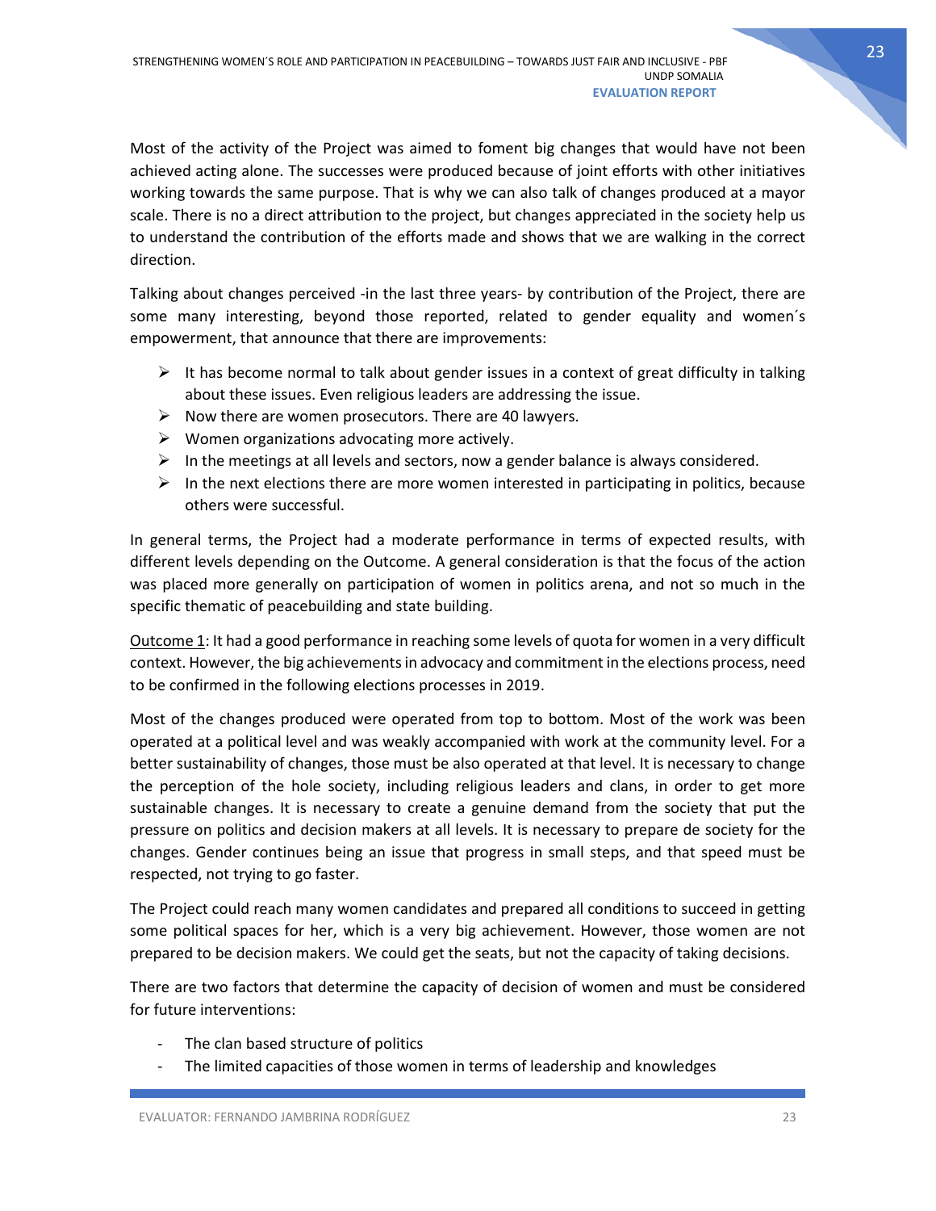Most of the activity of the Project was aimed to foment big changes that would have not been achieved acting alone. The successes were produced because of joint efforts with other initiatives working towards the same purpose. That is why we can also talk of changes produced at a mayor scale. There is no a direct attribution to the project, but changes appreciated in the society help us to understand the contribution of the efforts made and shows that we are walking in the correct direction.

Talking about changes perceived -in the last three years- by contribution of the Project, there are some many interesting, beyond those reported, related to gender equality and women´s empowerment, that announce that there are improvements:

- It has become normal to talk about gender issues in a context of great difficulty in talking about these issues. Even religious leaders are addressing the issue.
- Now there are women prosecutors. There are 40 lawyers.
- Women organizations advocating more actively.
- In the meetings at all levels and sectors, now a gender balance is always considered.
- In the next elections there are more women interested in participating in politics, because others were successful.

In general terms, the Project had a moderate performance in terms of expected results, with different levels depending on the Outcome. A general consideration is that the focus of the action was placed more generally on participation of women in politics arena, and not so much in the specific thematic of peacebuilding and state building.

<u>Outcome 1</u>: It had a good performance in reaching some levels of quota for women in a very difficult context. However, the big achievements in advocacy and commitment in the elections process, need to be confirmed in the following elections processes in 2019.

Most of the changes produced were operated from top to bottom. Most of the work was been operated at a political level and was weakly accompanied with work at the community level. For a better sustainability of changes, those must be also operated at that level. It is necessary to change the perception of the hole society, including religious leaders and clans, in order to get more sustainable changes. It is necessary to create a genuine demand from the society that put the pressure on politics and decision makers at all levels. It is necessary to prepare de society for the changes. Gender continues being an issue that progress in small steps, and that speed must be respected, not trying to go faster.

The Project could reach many women candidates and prepared all conditions to succeed in getting some political spaces for her, which is a very big achievement. However, those women are not prepared to be decision makers. We could get the seats, but not the capacity of taking decisions.

There are two factors that determine the capacity of decision of women and must be considered for future interventions:

- The clan based structure of politics
- The limited capacities of those women in terms of leadership and knowledges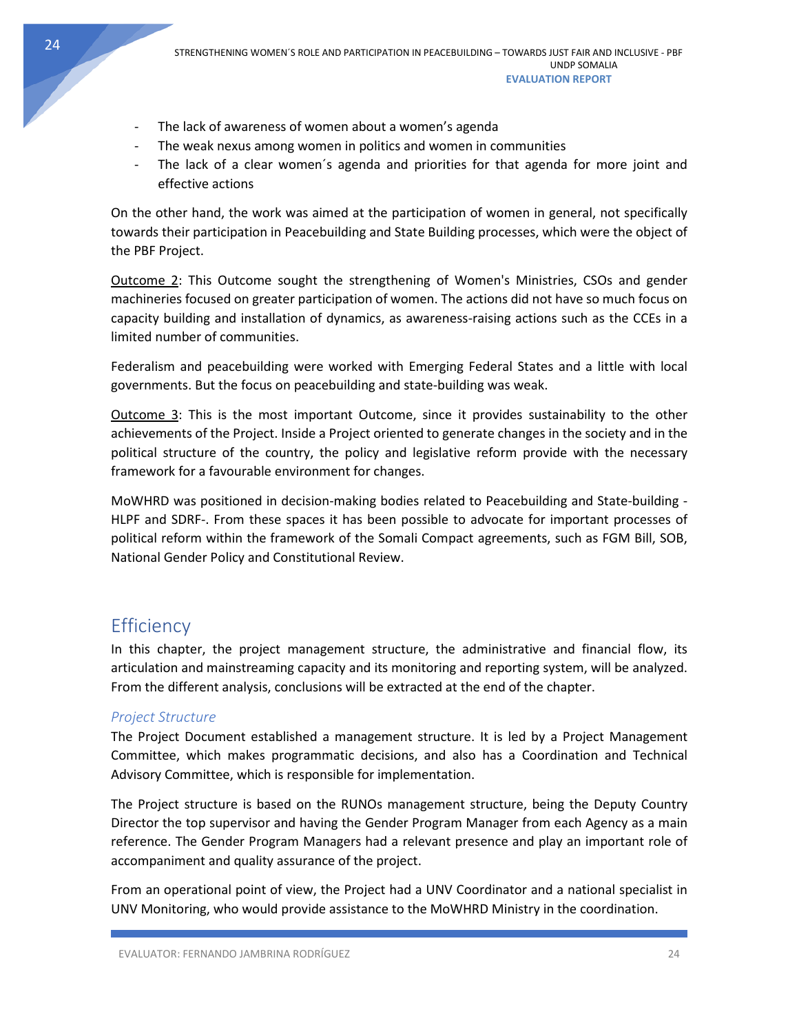- The lack of awareness of women about a women's agenda
- The weak nexus among women in politics and women in communities
- The lack of a clear women´s agenda and priorities for that agenda for more joint and effective actions

On the other hand, the work was aimed at the participation of women in general, not specifically towards their participation in Peacebuilding and State Building processes, which were the object of the PBF Project.

Outcome 2: This Outcome sought the strengthening of Women's Ministries, CSOs and gender machineries focused on greater participation of women. The actions did not have so much focus on capacity building and installation of dynamics, as awareness-raising actions such as the CCEs in a limited number of communities.

Federalism and peacebuilding were worked with Emerging Federal States and a little with local governments. But the focus on peacebuilding and state-building was weak.

Outcome 3: This is the most important Outcome, since it provides sustainability to the other achievements of the Project. Inside a Project oriented to generate changes in the society and in the political structure of the country, the policy and legislative reform provide with the necessary framework for a favourable environment for changes.

MoWHRD was positioned in decision-making bodies related to Peacebuilding and State-building - HLPF and SDRF-. From these spaces it has been possible to advocate for important processes of political reform within the framework of the Somali Compact agreements, such as FGM Bill, SOB, National Gender Policy and Constitutional Review.

## Efficiency

In this chapter, the project management structure, the administrative and financial flow, its articulation and mainstreaming capacity and its monitoring and reporting system, will be analyzed. From the different analysis, conclusions will be extracted at the end of the chapter.

### *Project Structure*

The Project Document established a management structure. It is led by a Project Management Committee, which makes programmatic decisions, and also has a Coordination and Technical Advisory Committee, which is responsible for implementation.

The Project structure is based on the RUNOs management structure, being the Deputy Country Director the top supervisor and having the Gender Program Manager from each Agency as a main reference. The Gender Program Managers had a relevant presence and play an important role of accompaniment and quality assurance of the project.

From an operational point of view, the Project had a UNV Coordinator and a national specialist in UNV Monitoring, who would provide assistance to the MoWHRD Ministry in the coordination.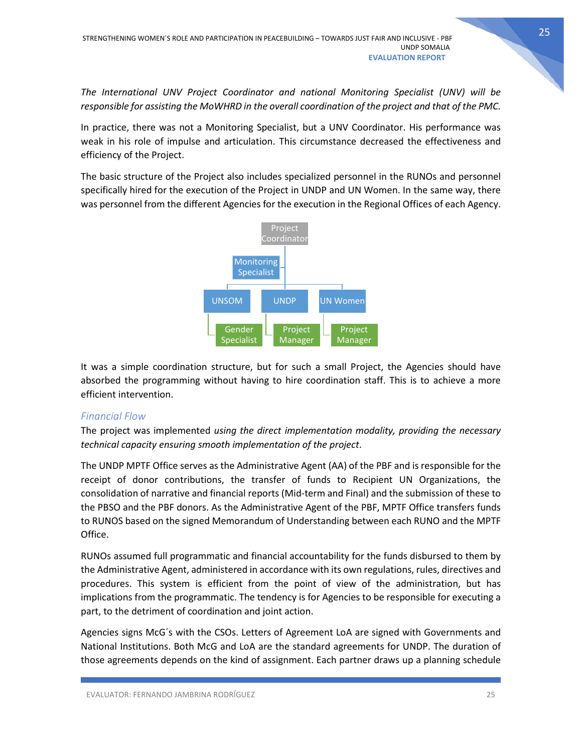*The International UNV Project Coordinator and national Monitoring Specialist (UNV) will be responsible for assisting the MoWHRD in the overall coordination of the project and that of the PMC.*

In practice, there was not a Monitoring Specialist, but a UNV Coordinator. His performance was weak in his role of impulse and articulation. This circumstance decreased the effectiveness and efficiency of the Project.

The basic structure of the Project also includes specialized personnel in the RUNOs and personnel specifically hired for the execution of the Project in UNDP and UN Women. In the same way, there was personnel from the different Agencies for the execution in the Regional Offices of each Agency.

- Project Coordinator
  - Monitoring Specialist
  - UNSOM
    - Gender Specialist
  - UNDP
    - Project Manager
  - UN Women
    - Project Manager

It was a simple coordination structure, but for such a small Project, the Agencies should have absorbed the programming without having to hire coordination staff. This is to achieve a more efficient intervention.

### *Financial Flow*

The project was implemented *using the direct implementation modality, providing the necessary technical capacity ensuring smooth implementation of the project*.

The UNDP MPTF Office serves as the Administrative Agent (AA) of the PBF and is responsible for the receipt of donor contributions, the transfer of funds to Recipient UN Organizations, the consolidation of narrative and financial reports (Mid-term and Final) and the submission of these to the PBSO and the PBF donors. As the Administrative Agent of the PBF, MPTF Office transfers funds to RUNOS based on the signed Memorandum of Understanding between each RUNO and the MPTF Office.

RUNOs assumed full programmatic and financial accountability for the funds disbursed to them by the Administrative Agent, administered in accordance with its own regulations, rules, directives and procedures. This system is efficient from the point of view of the administration, but has implications from the programmatic. The tendency is for Agencies to be responsible for executing a part, to the detriment of coordination and joint action.

Agencies signs McG´s with the CSOs. Letters of Agreement LoA are signed with Governments and National Institutions. Both McG and LoA are the standard agreements for UNDP. The duration of those agreements depends on the kind of assignment. Each partner draws up a planning schedule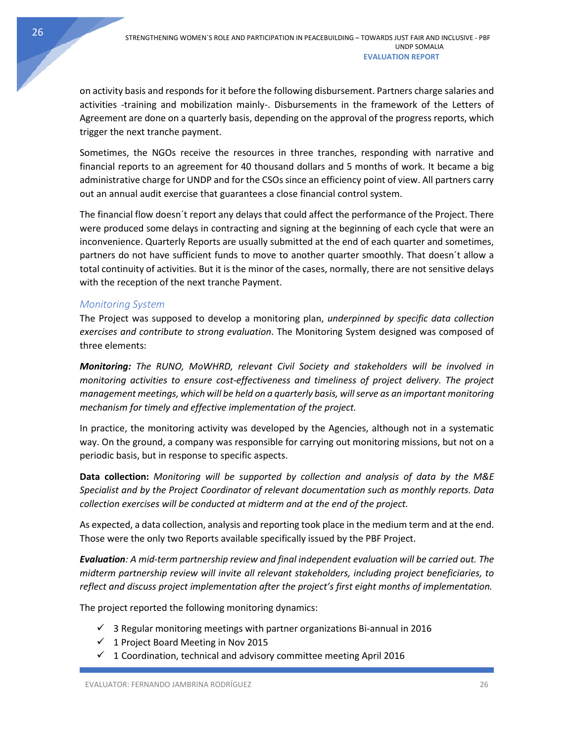on activity basis and responds for it before the following disbursement. Partners charge salaries and activities -training and mobilization mainly-. Disbursements in the framework of the Letters of Agreement are done on a quarterly basis, depending on the approval of the progress reports, which trigger the next tranche payment.

Sometimes, the NGOs receive the resources in three tranches, responding with narrative and financial reports to an agreement for 40 thousand dollars and 5 months of work. It became a big administrative charge for UNDP and for the CSOs since an efficiency point of view. All partners carry out an annual audit exercise that guarantees a close financial control system.

The financial flow doesn´t report any delays that could affect the performance of the Project. There were produced some delays in contracting and signing at the beginning of each cycle that were an inconvenience. Quarterly Reports are usually submitted at the end of each quarter and sometimes, partners do not have sufficient funds to move to another quarter smoothly. That doesn´t allow a total continuity of activities. But it is the minor of the cases, normally, there are not sensitive delays with the reception of the next tranche Payment.

### *Monitoring System*

The Project was supposed to develop a monitoring plan, *underpinned by specific data collection exercises and contribute to strong evaluation*. The Monitoring System designed was composed of three elements:

***Monitoring:*** *The RUNO, MoWHRD, relevant Civil Society and stakeholders will be involved in monitoring activities to ensure cost-effectiveness and timeliness of project delivery. The project management meetings, which will be held on a quarterly basis, will serve as an important monitoring mechanism for timely and effective implementation of the project.*

In practice, the monitoring activity was developed by the Agencies, although not in a systematic way. On the ground, a company was responsible for carrying out monitoring missions, but not on a periodic basis, but in response to specific aspects.

**Data collection:** *Monitoring will be supported by collection and analysis of data by the M&E Specialist and by the Project Coordinator of relevant documentation such as monthly reports. Data collection exercises will be conducted at midterm and at the end of the project.*

As expected, a data collection, analysis and reporting took place in the medium term and at the end. Those were the only two Reports available specifically issued by the PBF Project.

***Evaluation****: A mid-term partnership review and final independent evaluation will be carried out. The midterm partnership review will invite all relevant stakeholders, including project beneficiaries, to reflect and discuss project implementation after the project's first eight months of implementation.*

The project reported the following monitoring dynamics:

- ✓ 3 Regular monitoring meetings with partner organizations Bi-annual in 2016
- ✓ 1 Project Board Meeting in Nov 2015
- ✓ 1 Coordination, technical and advisory committee meeting April 2016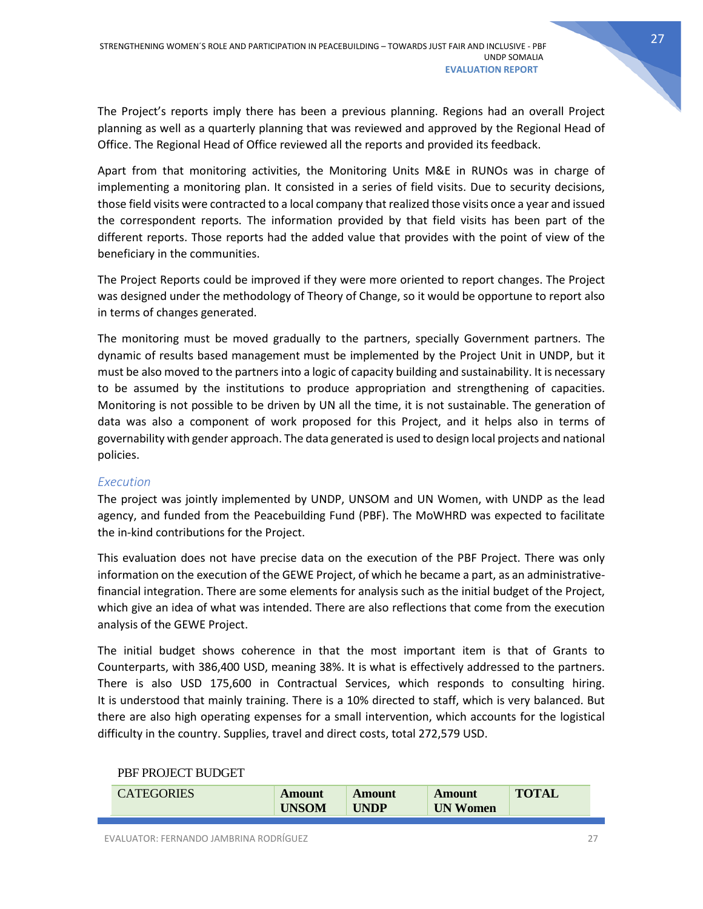The Project's reports imply there has been a previous planning. Regions had an overall Project planning as well as a quarterly planning that was reviewed and approved by the Regional Head of Office. The Regional Head of Office reviewed all the reports and provided its feedback.

Apart from that monitoring activities, the Monitoring Units M&E in RUNOs was in charge of implementing a monitoring plan. It consisted in a series of field visits. Due to security decisions, those field visits were contracted to a local company that realized those visits once a year and issued the correspondent reports. The information provided by that field visits has been part of the different reports. Those reports had the added value that provides with the point of view of the beneficiary in the communities.

The Project Reports could be improved if they were more oriented to report changes. The Project was designed under the methodology of Theory of Change, so it would be opportune to report also in terms of changes generated.

The monitoring must be moved gradually to the partners, specially Government partners. The dynamic of results based management must be implemented by the Project Unit in UNDP, but it must be also moved to the partners into a logic of capacity building and sustainability. It is necessary to be assumed by the institutions to produce appropriation and strengthening of capacities. Monitoring is not possible to be driven by UN all the time, it is not sustainable. The generation of data was also a component of work proposed for this Project, and it helps also in terms of governability with gender approach. The data generated is used to design local projects and national policies.

### *Execution*

The project was jointly implemented by UNDP, UNSOM and UN Women, with UNDP as the lead agency, and funded from the Peacebuilding Fund (PBF). The MoWHRD was expected to facilitate the in-kind contributions for the Project.

This evaluation does not have precise data on the execution of the PBF Project. There was only information on the execution of the GEWE Project, of which he became a part, as an administrative-financial integration. There are some elements for analysis such as the initial budget of the Project, which give an idea of what was intended. There are also reflections that come from the execution analysis of the GEWE Project.

The initial budget shows coherence in that the most important item is that of Grants to Counterparts, with 386,400 USD, meaning 38%. It is what is effectively addressed to the partners. There is also USD 175,600 in Contractual Services, which responds to consulting hiring. It is understood that mainly training. There is a 10% directed to staff, which is very balanced. But there are also high operating expenses for a small intervention, which accounts for the logistical difficulty in the country. Supplies, travel and direct costs, total 272,579 USD.

PBF PROJECT BUDGET

| CATEGORIES | **Amount UNSOM** | **Amount UNDP** | **Amount UN Women** | **TOTAL** |
|---|---|---|---|---|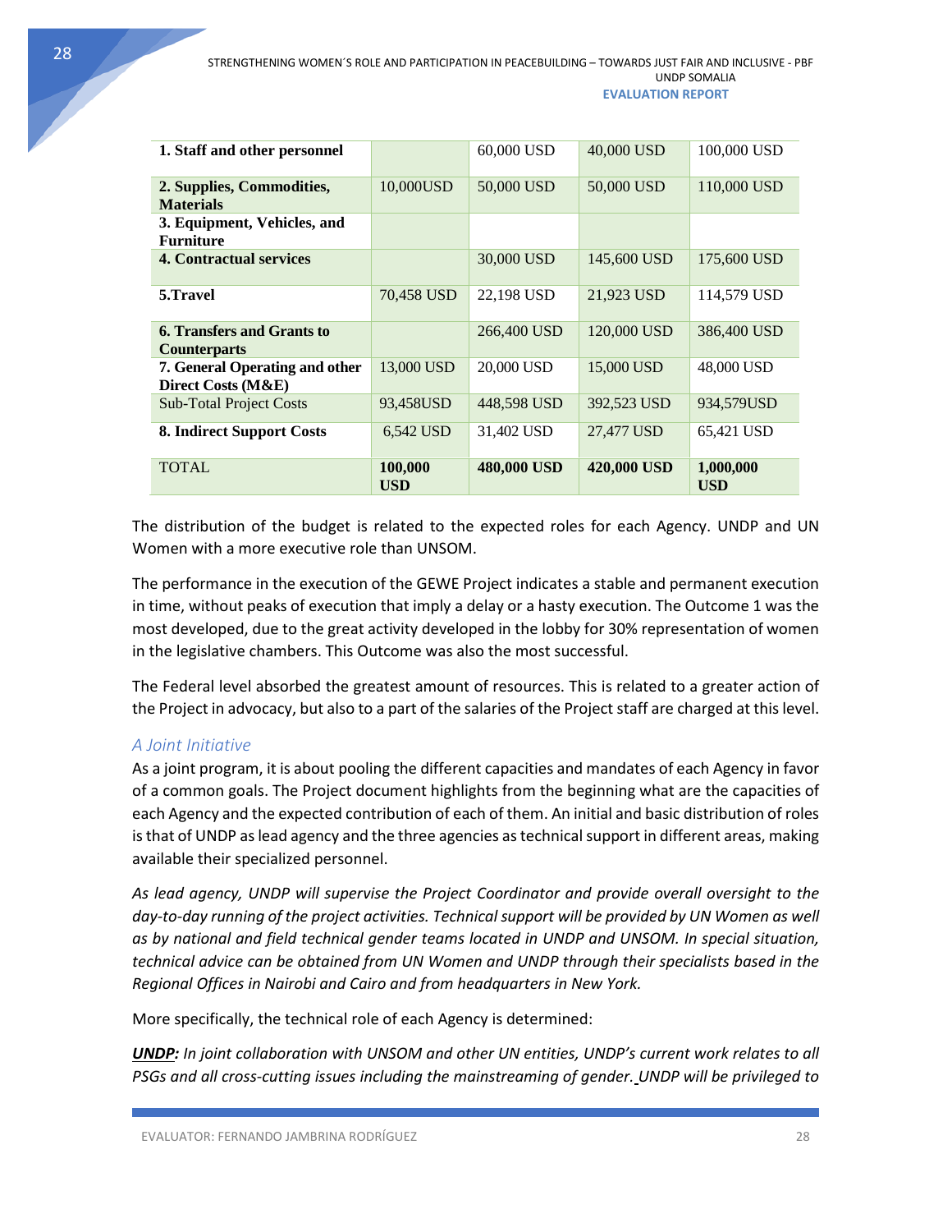| 1. Staff and other personnel | | 60,000 USD | 40,000 USD | 100,000 USD |
|---|---|---|---|---|
| 2. Supplies, Commodities, Materials | 10,000USD | 50,000 USD | 50,000 USD | 110,000 USD |
| 3. Equipment, Vehicles, and Furniture | | | | |
| 4. Contractual services | | 30,000 USD | 145,600 USD | 175,600 USD |
| 5.Travel | 70,458 USD | 22,198 USD | 21,923 USD | 114,579 USD |
| 6. Transfers and Grants to Counterparts | | 266,400 USD | 120,000 USD | 386,400 USD |
| 7. General Operating and other Direct Costs (M&E) | 13,000 USD | 20,000 USD | 15,000 USD | 48,000 USD |
| Sub-Total Project Costs | 93,458USD | 448,598 USD | 392,523 USD | 934,579USD |
| 8. Indirect Support Costs | 6,542 USD | 31,402 USD | 27,477 USD | 65,421 USD |
| TOTAL | **100,000 USD** | **480,000 USD** | **420,000 USD** | **1,000,000 USD** |

The distribution of the budget is related to the expected roles for each Agency. UNDP and UN Women with a more executive role than UNSOM.

The performance in the execution of the GEWE Project indicates a stable and permanent execution in time, without peaks of execution that imply a delay or a hasty execution. The Outcome 1 was the most developed, due to the great activity developed in the lobby for 30% representation of women in the legislative chambers. This Outcome was also the most successful.

The Federal level absorbed the greatest amount of resources. This is related to a greater action of the Project in advocacy, but also to a part of the salaries of the Project staff are charged at this level.

### *A Joint Initiative*

As a joint program, it is about pooling the different capacities and mandates of each Agency in favor of a common goals. The Project document highlights from the beginning what are the capacities of each Agency and the expected contribution of each of them. An initial and basic distribution of roles is that of UNDP as lead agency and the three agencies as technical support in different areas, making available their specialized personnel.

*As lead agency, UNDP will supervise the Project Coordinator and provide overall oversight to the day-to-day running of the project activities. Technical support will be provided by UN Women as well as by national and field technical gender teams located in UNDP and UNSOM. In special situation, technical advice can be obtained from UN Women and UNDP through their specialists based in the Regional Offices in Nairobi and Cairo and from headquarters in New York.*

More specifically, the technical role of each Agency is determined:

***UNDP:*** *In joint collaboration with UNSOM and other UN entities, UNDP's current work relates to all PSGs and all cross-cutting issues including the mainstreaming of gender. UNDP will be privileged to*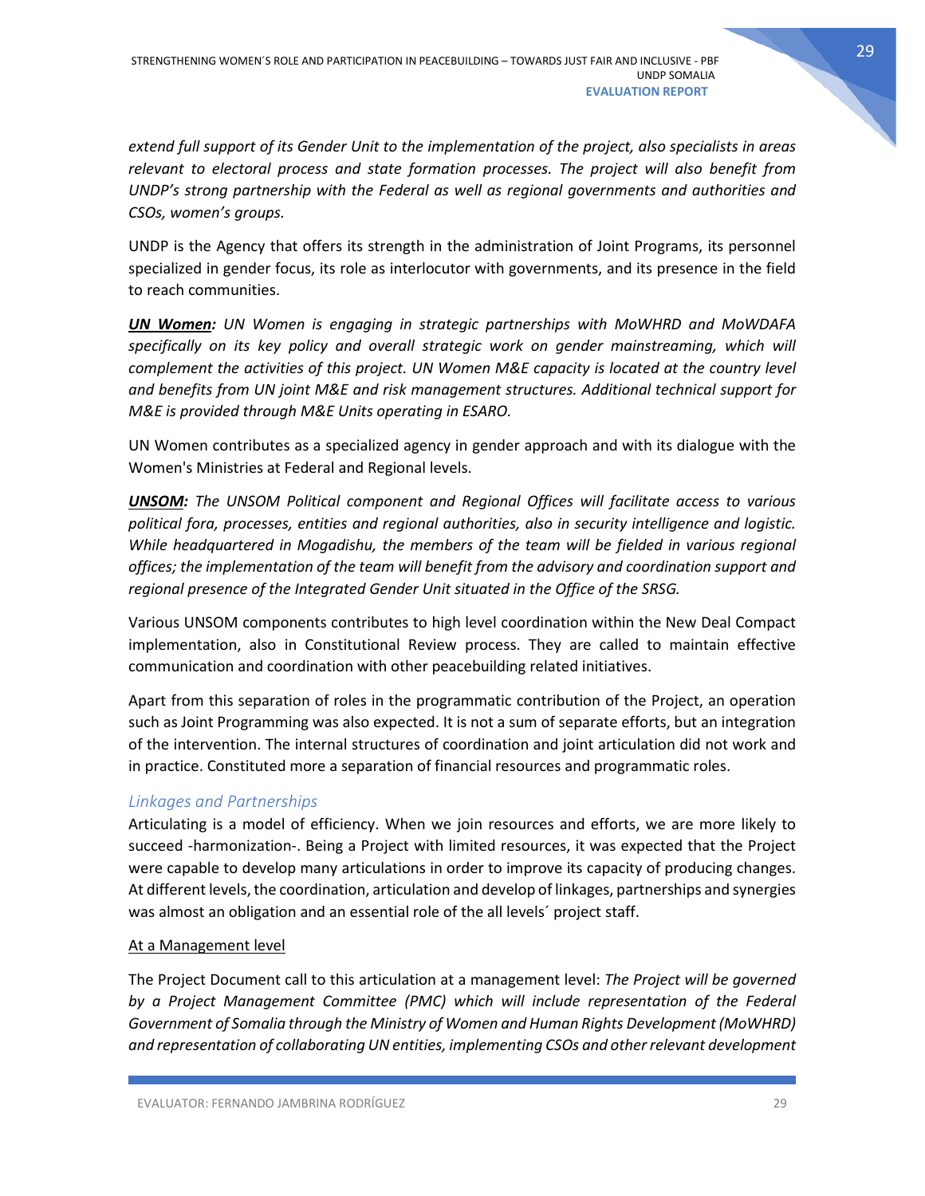*extend full support of its Gender Unit to the implementation of the project, also specialists in areas relevant to electoral process and state formation processes. The project will also benefit from UNDP's strong partnership with the Federal as well as regional governments and authorities and CSOs, women's groups.*

UNDP is the Agency that offers its strength in the administration of Joint Programs, its personnel specialized in gender focus, its role as interlocutor with governments, and its presence in the field to reach communities.

***UN Women:*** *UN Women is engaging in strategic partnerships with MoWHRD and MoWDAFA specifically on its key policy and overall strategic work on gender mainstreaming, which will complement the activities of this project. UN Women M&E capacity is located at the country level and benefits from UN joint M&E and risk management structures. Additional technical support for M&E is provided through M&E Units operating in ESARO.*

UN Women contributes as a specialized agency in gender approach and with its dialogue with the Women's Ministries at Federal and Regional levels.

***UNSOM:*** *The UNSOM Political component and Regional Offices will facilitate access to various political fora, processes, entities and regional authorities, also in security intelligence and logistic. While headquartered in Mogadishu, the members of the team will be fielded in various regional offices; the implementation of the team will benefit from the advisory and coordination support and regional presence of the Integrated Gender Unit situated in the Office of the SRSG.*

Various UNSOM components contributes to high level coordination within the New Deal Compact implementation, also in Constitutional Review process. They are called to maintain effective communication and coordination with other peacebuilding related initiatives.

Apart from this separation of roles in the programmatic contribution of the Project, an operation such as Joint Programming was also expected. It is not a sum of separate efforts, but an integration of the intervention. The internal structures of coordination and joint articulation did not work and in practice. Constituted more a separation of financial resources and programmatic roles.

### Linkages and Partnerships

Articulating is a model of efficiency. When we join resources and efforts, we are more likely to succeed -harmonization-. Being a Project with limited resources, it was expected that the Project were capable to develop many articulations in order to improve its capacity of producing changes. At different levels, the coordination, articulation and develop of linkages, partnerships and synergies was almost an obligation and an essential role of the all levels´ project staff.

At a Management level

The Project Document call to this articulation at a management level: *The Project will be governed by a Project Management Committee (PMC) which will include representation of the Federal Government of Somalia through the Ministry of Women and Human Rights Development (MoWHRD) and representation of collaborating UN entities, implementing CSOs and other relevant development*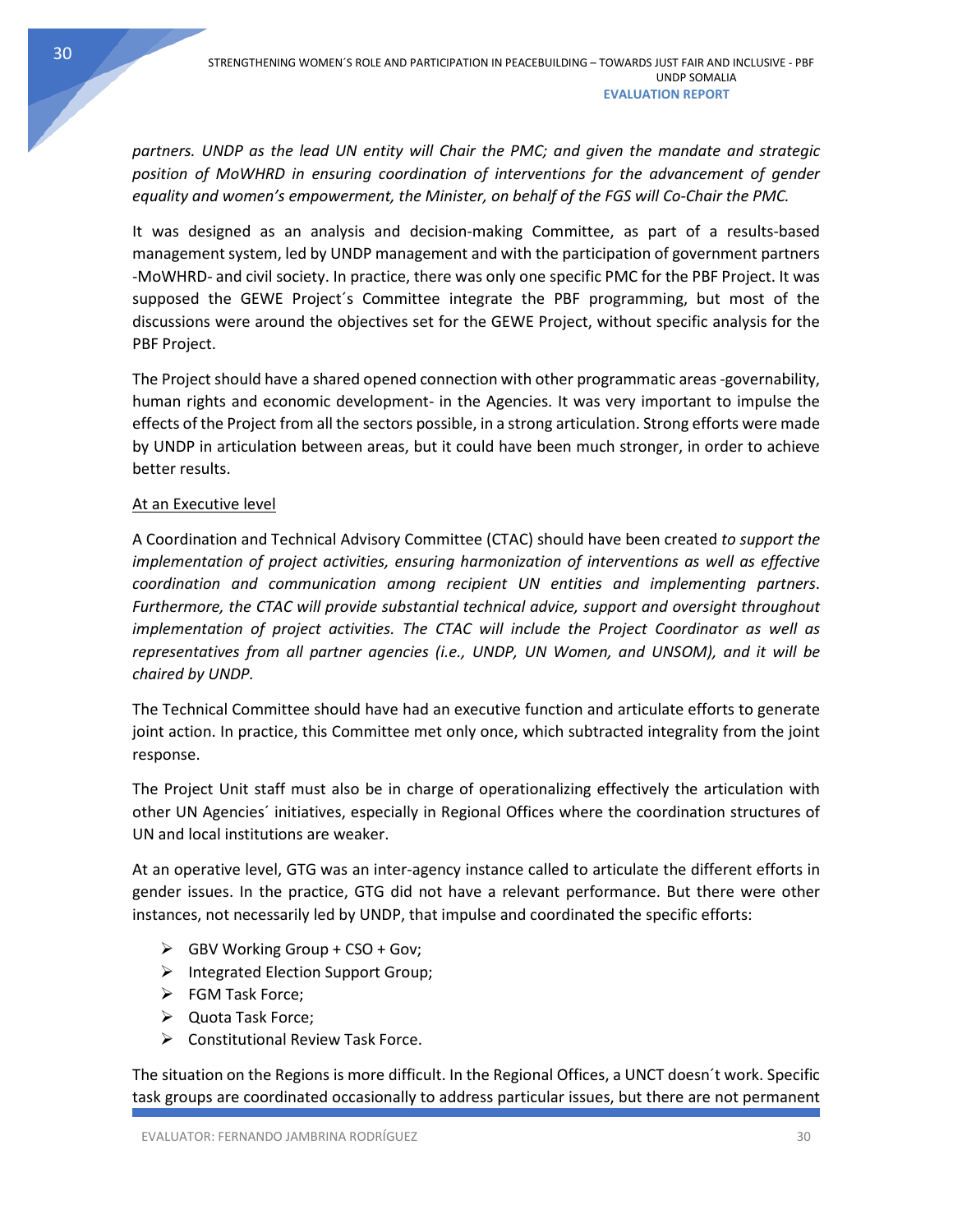*partners. UNDP as the lead UN entity will Chair the PMC; and given the mandate and strategic position of MoWHRD in ensuring coordination of interventions for the advancement of gender equality and women's empowerment, the Minister, on behalf of the FGS will Co-Chair the PMC.*

It was designed as an analysis and decision-making Committee, as part of a results-based management system, led by UNDP management and with the participation of government partners -MoWHRD- and civil society. In practice, there was only one specific PMC for the PBF Project. It was supposed the GEWE Project´s Committee integrate the PBF programming, but most of the discussions were around the objectives set for the GEWE Project, without specific analysis for the PBF Project.

The Project should have a shared opened connection with other programmatic areas -governability, human rights and economic development- in the Agencies. It was very important to impulse the effects of the Project from all the sectors possible, in a strong articulation. Strong efforts were made by UNDP in articulation between areas, but it could have been much stronger, in order to achieve better results.

At an Executive level

A Coordination and Technical Advisory Committee (CTAC) should have been created *to support the implementation of project activities, ensuring harmonization of interventions as well as effective coordination and communication among recipient UN entities and implementing partners. Furthermore, the CTAC will provide substantial technical advice, support and oversight throughout implementation of project activities. The CTAC will include the Project Coordinator as well as representatives from all partner agencies (i.e., UNDP, UN Women, and UNSOM), and it will be chaired by UNDP.*

The Technical Committee should have had an executive function and articulate efforts to generate joint action. In practice, this Committee met only once, which subtracted integrality from the joint response.

The Project Unit staff must also be in charge of operationalizing effectively the articulation with other UN Agencies´ initiatives, especially in Regional Offices where the coordination structures of UN and local institutions are weaker.

At an operative level, GTG was an inter-agency instance called to articulate the different efforts in gender issues. In the practice, GTG did not have a relevant performance. But there were other instances, not necessarily led by UNDP, that impulse and coordinated the specific efforts:

- GBV Working Group + CSO + Gov;
- Integrated Election Support Group;
- FGM Task Force;
- Quota Task Force;
- Constitutional Review Task Force.

The situation on the Regions is more difficult. In the Regional Offices, a UNCT doesn´t work. Specific task groups are coordinated occasionally to address particular issues, but there are not permanent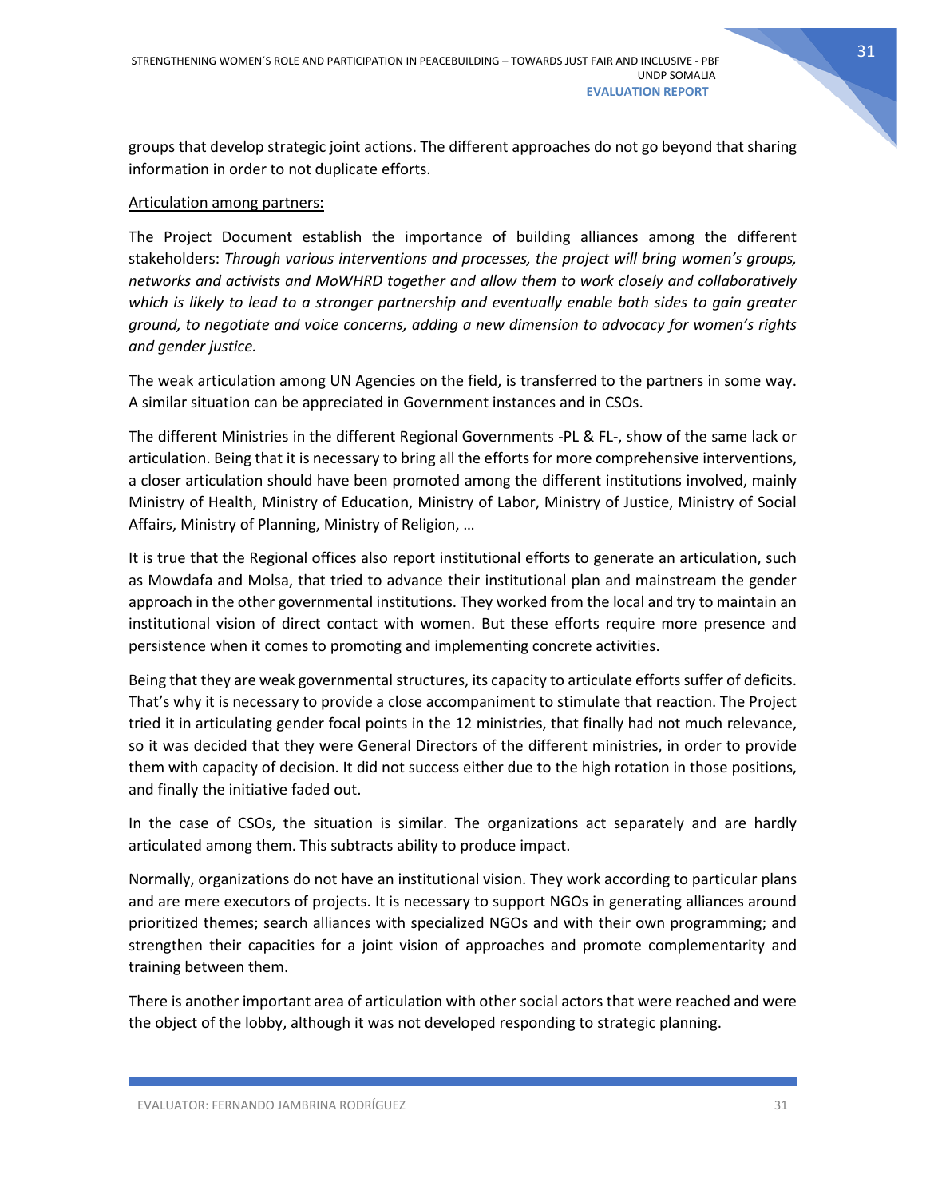groups that develop strategic joint actions. The different approaches do not go beyond that sharing information in order to not duplicate efforts.

<u>Articulation among partners:</u>

The Project Document establish the importance of building alliances among the different stakeholders: *Through various interventions and processes, the project will bring women's groups, networks and activists and MoWHRD together and allow them to work closely and collaboratively which is likely to lead to a stronger partnership and eventually enable both sides to gain greater ground, to negotiate and voice concerns, adding a new dimension to advocacy for women's rights and gender justice.*

The weak articulation among UN Agencies on the field, is transferred to the partners in some way. A similar situation can be appreciated in Government instances and in CSOs.

The different Ministries in the different Regional Governments -PL & FL-, show of the same lack or articulation. Being that it is necessary to bring all the efforts for more comprehensive interventions, a closer articulation should have been promoted among the different institutions involved, mainly Ministry of Health, Ministry of Education, Ministry of Labor, Ministry of Justice, Ministry of Social Affairs, Ministry of Planning, Ministry of Religion, …

It is true that the Regional offices also report institutional efforts to generate an articulation, such as Mowdafa and Molsa, that tried to advance their institutional plan and mainstream the gender approach in the other governmental institutions. They worked from the local and try to maintain an institutional vision of direct contact with women. But these efforts require more presence and persistence when it comes to promoting and implementing concrete activities.

Being that they are weak governmental structures, its capacity to articulate efforts suffer of deficits. That's why it is necessary to provide a close accompaniment to stimulate that reaction. The Project tried it in articulating gender focal points in the 12 ministries, that finally had not much relevance, so it was decided that they were General Directors of the different ministries, in order to provide them with capacity of decision. It did not success either due to the high rotation in those positions, and finally the initiative faded out.

In the case of CSOs, the situation is similar. The organizations act separately and are hardly articulated among them. This subtracts ability to produce impact.

Normally, organizations do not have an institutional vision. They work according to particular plans and are mere executors of projects. It is necessary to support NGOs in generating alliances around prioritized themes; search alliances with specialized NGOs and with their own programming; and strengthen their capacities for a joint vision of approaches and promote complementarity and training between them.

There is another important area of articulation with other social actors that were reached and were the object of the lobby, although it was not developed responding to strategic planning.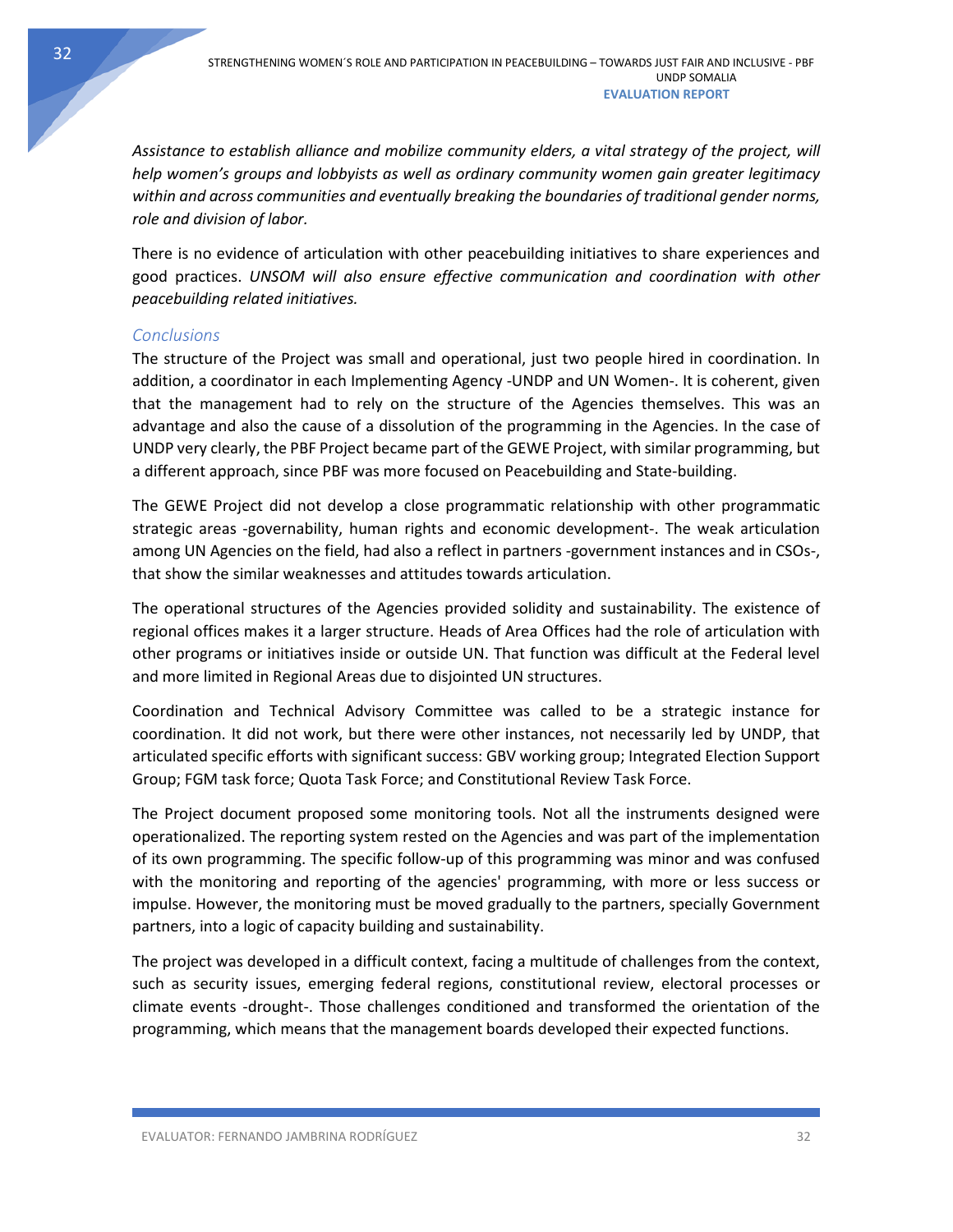*Assistance to establish alliance and mobilize community elders, a vital strategy of the project, will help women's groups and lobbyists as well as ordinary community women gain greater legitimacy within and across communities and eventually breaking the boundaries of traditional gender norms, role and division of labor.*

There is no evidence of articulation with other peacebuilding initiatives to share experiences and good practices. *UNSOM will also ensure effective communication and coordination with other peacebuilding related initiatives.*

### Conclusions

The structure of the Project was small and operational, just two people hired in coordination. In addition, a coordinator in each Implementing Agency -UNDP and UN Women-. It is coherent, given that the management had to rely on the structure of the Agencies themselves. This was an advantage and also the cause of a dissolution of the programming in the Agencies. In the case of UNDP very clearly, the PBF Project became part of the GEWE Project, with similar programming, but a different approach, since PBF was more focused on Peacebuilding and State-building.

The GEWE Project did not develop a close programmatic relationship with other programmatic strategic areas -governability, human rights and economic development-. The weak articulation among UN Agencies on the field, had also a reflect in partners -government instances and in CSOs-, that show the similar weaknesses and attitudes towards articulation.

The operational structures of the Agencies provided solidity and sustainability. The existence of regional offices makes it a larger structure. Heads of Area Offices had the role of articulation with other programs or initiatives inside or outside UN. That function was difficult at the Federal level and more limited in Regional Areas due to disjointed UN structures.

Coordination and Technical Advisory Committee was called to be a strategic instance for coordination. It did not work, but there were other instances, not necessarily led by UNDP, that articulated specific efforts with significant success: GBV working group; Integrated Election Support Group; FGM task force; Quota Task Force; and Constitutional Review Task Force.

The Project document proposed some monitoring tools. Not all the instruments designed were operationalized. The reporting system rested on the Agencies and was part of the implementation of its own programming. The specific follow-up of this programming was minor and was confused with the monitoring and reporting of the agencies' programming, with more or less success or impulse. However, the monitoring must be moved gradually to the partners, specially Government partners, into a logic of capacity building and sustainability.

The project was developed in a difficult context, facing a multitude of challenges from the context, such as security issues, emerging federal regions, constitutional review, electoral processes or climate events -drought-. Those challenges conditioned and transformed the orientation of the programming, which means that the management boards developed their expected functions.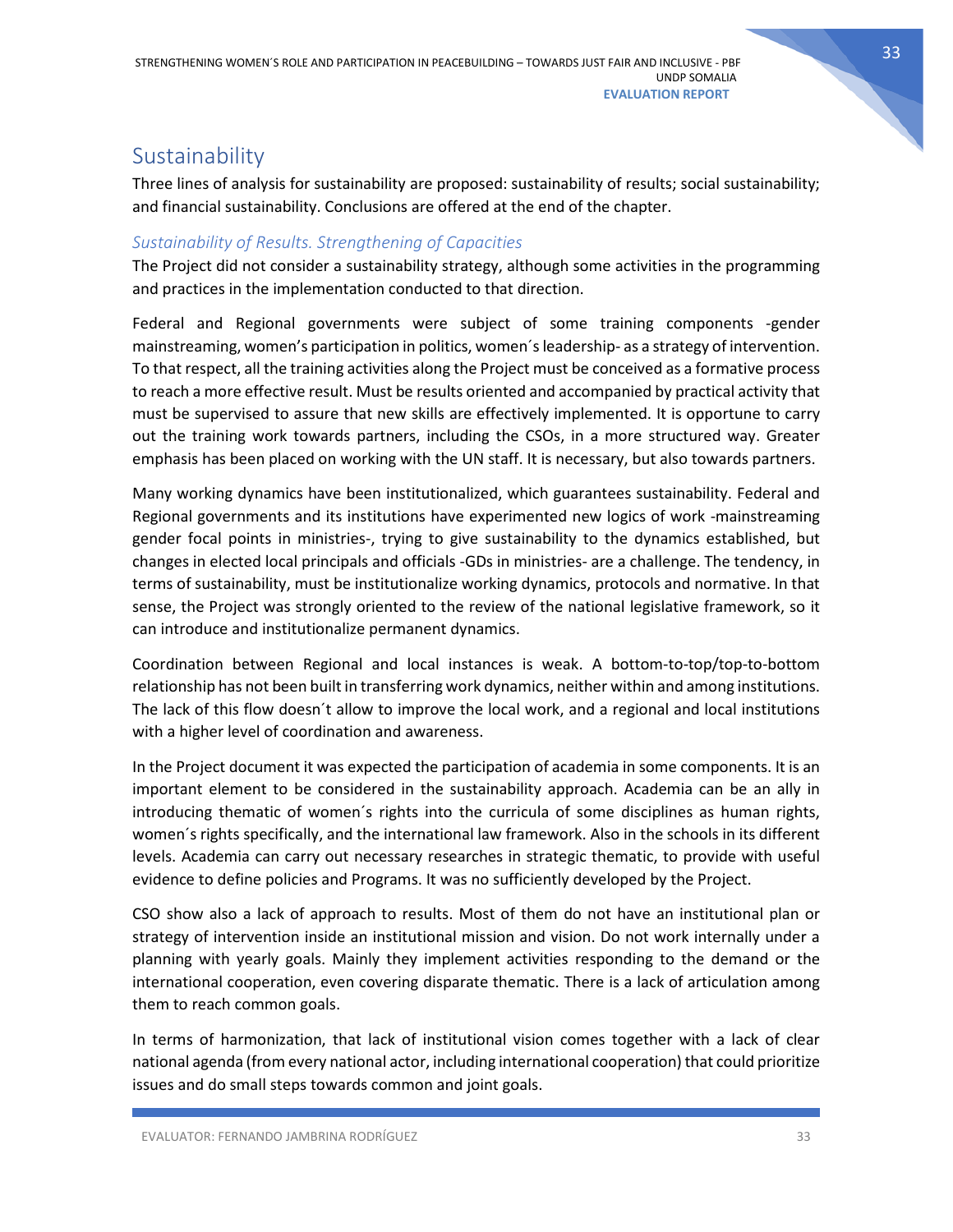## Sustainability

Three lines of analysis for sustainability are proposed: sustainability of results; social sustainability; and financial sustainability. Conclusions are offered at the end of the chapter.

### *Sustainability of Results. Strengthening of Capacities*

The Project did not consider a sustainability strategy, although some activities in the programming and practices in the implementation conducted to that direction.

Federal and Regional governments were subject of some training components -gender mainstreaming, women's participation in politics, women´s leadership- as a strategy of intervention. To that respect, all the training activities along the Project must be conceived as a formative process to reach a more effective result. Must be results oriented and accompanied by practical activity that must be supervised to assure that new skills are effectively implemented. It is opportune to carry out the training work towards partners, including the CSOs, in a more structured way. Greater emphasis has been placed on working with the UN staff. It is necessary, but also towards partners.

Many working dynamics have been institutionalized, which guarantees sustainability. Federal and Regional governments and its institutions have experimented new logics of work -mainstreaming gender focal points in ministries-, trying to give sustainability to the dynamics established, but changes in elected local principals and officials -GDs in ministries- are a challenge. The tendency, in terms of sustainability, must be institutionalize working dynamics, protocols and normative. In that sense, the Project was strongly oriented to the review of the national legislative framework, so it can introduce and institutionalize permanent dynamics.

Coordination between Regional and local instances is weak. A bottom-to-top/top-to-bottom relationship has not been built in transferring work dynamics, neither within and among institutions. The lack of this flow doesn´t allow to improve the local work, and a regional and local institutions with a higher level of coordination and awareness.

In the Project document it was expected the participation of academia in some components. It is an important element to be considered in the sustainability approach. Academia can be an ally in introducing thematic of women´s rights into the curricula of some disciplines as human rights, women´s rights specifically, and the international law framework. Also in the schools in its different levels. Academia can carry out necessary researches in strategic thematic, to provide with useful evidence to define policies and Programs. It was no sufficiently developed by the Project.

CSO show also a lack of approach to results. Most of them do not have an institutional plan or strategy of intervention inside an institutional mission and vision. Do not work internally under a planning with yearly goals. Mainly they implement activities responding to the demand or the international cooperation, even covering disparate thematic. There is a lack of articulation among them to reach common goals.

In terms of harmonization, that lack of institutional vision comes together with a lack of clear national agenda (from every national actor, including international cooperation) that could prioritize issues and do small steps towards common and joint goals.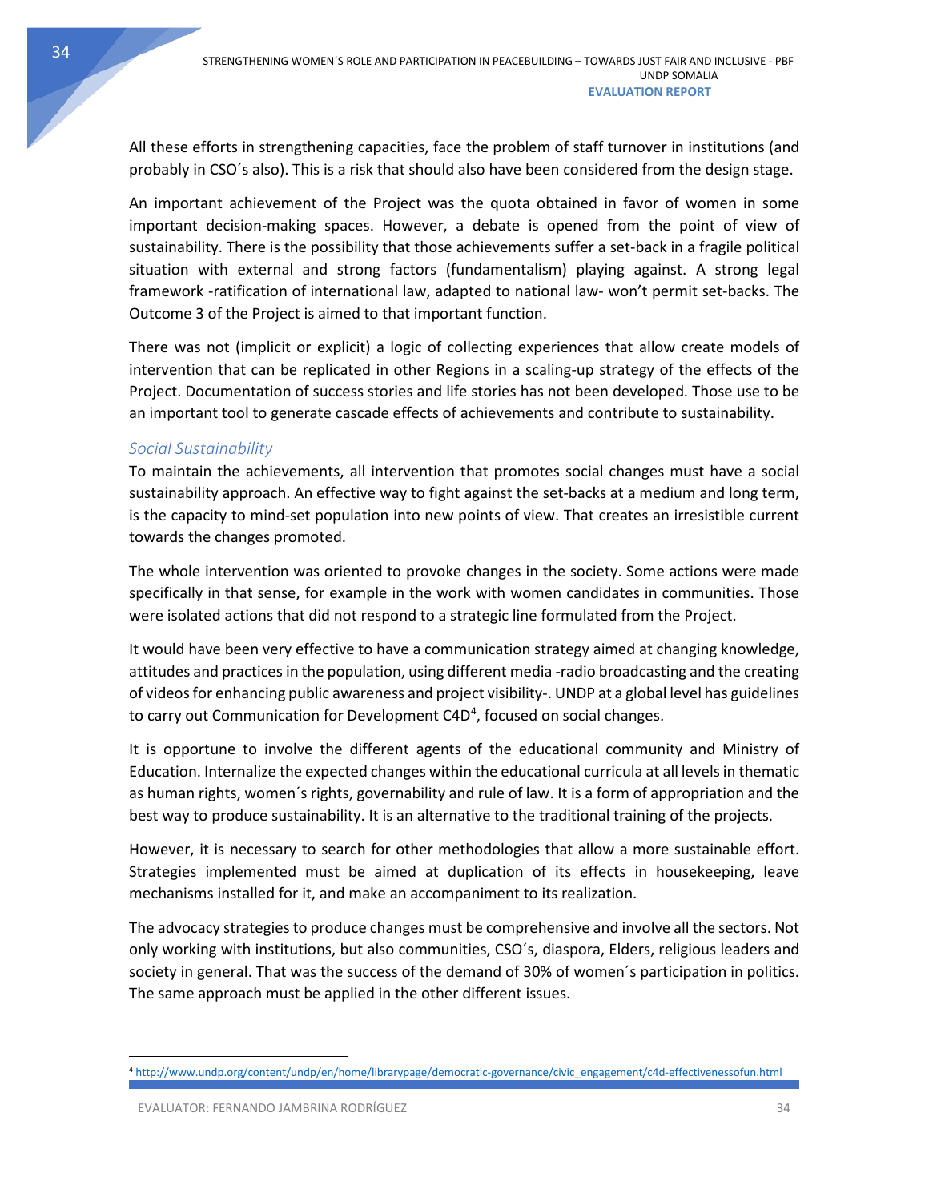All these efforts in strengthening capacities, face the problem of staff turnover in institutions (and probably in CSO´s also). This is a risk that should also have been considered from the design stage.

An important achievement of the Project was the quota obtained in favor of women in some important decision-making spaces. However, a debate is opened from the point of view of sustainability. There is the possibility that those achievements suffer a set-back in a fragile political situation with external and strong factors (fundamentalism) playing against. A strong legal framework -ratification of international law, adapted to national law- won't permit set-backs. The Outcome 3 of the Project is aimed to that important function.

There was not (implicit or explicit) a logic of collecting experiences that allow create models of intervention that can be replicated in other Regions in a scaling-up strategy of the effects of the Project. Documentation of success stories and life stories has not been developed. Those use to be an important tool to generate cascade effects of achievements and contribute to sustainability.

### *Social Sustainability*

To maintain the achievements, all intervention that promotes social changes must have a social sustainability approach. An effective way to fight against the set-backs at a medium and long term, is the capacity to mind-set population into new points of view. That creates an irresistible current towards the changes promoted.

The whole intervention was oriented to provoke changes in the society. Some actions were made specifically in that sense, for example in the work with women candidates in communities. Those were isolated actions that did not respond to a strategic line formulated from the Project.

It would have been very effective to have a communication strategy aimed at changing knowledge, attitudes and practices in the population, using different media -radio broadcasting and the creating of videos for enhancing public awareness and project visibility-. UNDP at a global level has guidelines to carry out Communication for Development C4D[4], focused on social changes.

It is opportune to involve the different agents of the educational community and Ministry of Education. Internalize the expected changes within the educational curricula at all levels in thematic as human rights, women´s rights, governability and rule of law. It is a form of appropriation and the best way to produce sustainability. It is an alternative to the traditional training of the projects.

However, it is necessary to search for other methodologies that allow a more sustainable effort. Strategies implemented must be aimed at duplication of its effects in housekeeping, leave mechanisms installed for it, and make an accompaniment to its realization.

The advocacy strategies to produce changes must be comprehensive and involve all the sectors. Not only working with institutions, but also communities, CSO´s, diaspora, Elders, religious leaders and society in general. That was the success of the demand of 30% of women´s participation in politics. The same approach must be applied in the other different issues.

---

[4] http://www.undp.org/content/undp/en/home/librarypage/democratic-governance/civic_engagement/c4d-effectivenessofun.html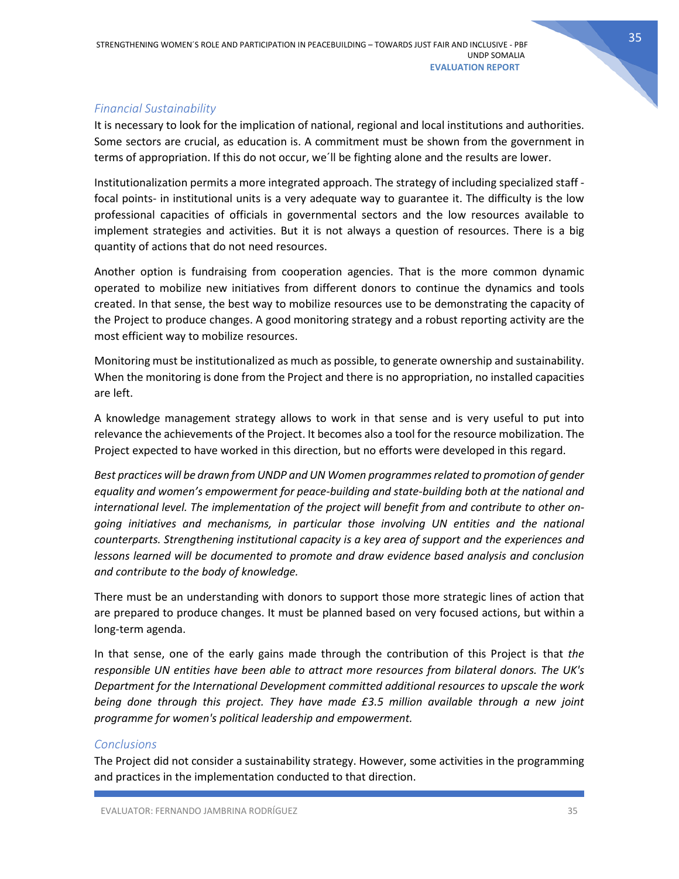### *Financial Sustainability*

It is necessary to look for the implication of national, regional and local institutions and authorities. Some sectors are crucial, as education is. A commitment must be shown from the government in terms of appropriation. If this do not occur, we´ll be fighting alone and the results are lower.

Institutionalization permits a more integrated approach. The strategy of including specialized staff - focal points- in institutional units is a very adequate way to guarantee it. The difficulty is the low professional capacities of officials in governmental sectors and the low resources available to implement strategies and activities. But it is not always a question of resources. There is a big quantity of actions that do not need resources.

Another option is fundraising from cooperation agencies. That is the more common dynamic operated to mobilize new initiatives from different donors to continue the dynamics and tools created. In that sense, the best way to mobilize resources use to be demonstrating the capacity of the Project to produce changes. A good monitoring strategy and a robust reporting activity are the most efficient way to mobilize resources.

Monitoring must be institutionalized as much as possible, to generate ownership and sustainability. When the monitoring is done from the Project and there is no appropriation, no installed capacities are left.

A knowledge management strategy allows to work in that sense and is very useful to put into relevance the achievements of the Project. It becomes also a tool for the resource mobilization. The Project expected to have worked in this direction, but no efforts were developed in this regard.

*Best practices will be drawn from UNDP and UN Women programmes related to promotion of gender equality and women's empowerment for peace-building and state-building both at the national and international level. The implementation of the project will benefit from and contribute to other on-going initiatives and mechanisms, in particular those involving UN entities and the national counterparts. Strengthening institutional capacity is a key area of support and the experiences and lessons learned will be documented to promote and draw evidence based analysis and conclusion and contribute to the body of knowledge.*

There must be an understanding with donors to support those more strategic lines of action that are prepared to produce changes. It must be planned based on very focused actions, but within a long-term agenda.

In that sense, one of the early gains made through the contribution of this Project is that *the responsible UN entities have been able to attract more resources from bilateral donors. The UK's Department for the International Development committed additional resources to upscale the work being done through this project. They have made £3.5 million available through a new joint programme for women's political leadership and empowerment.*

### *Conclusions*

The Project did not consider a sustainability strategy. However, some activities in the programming and practices in the implementation conducted to that direction.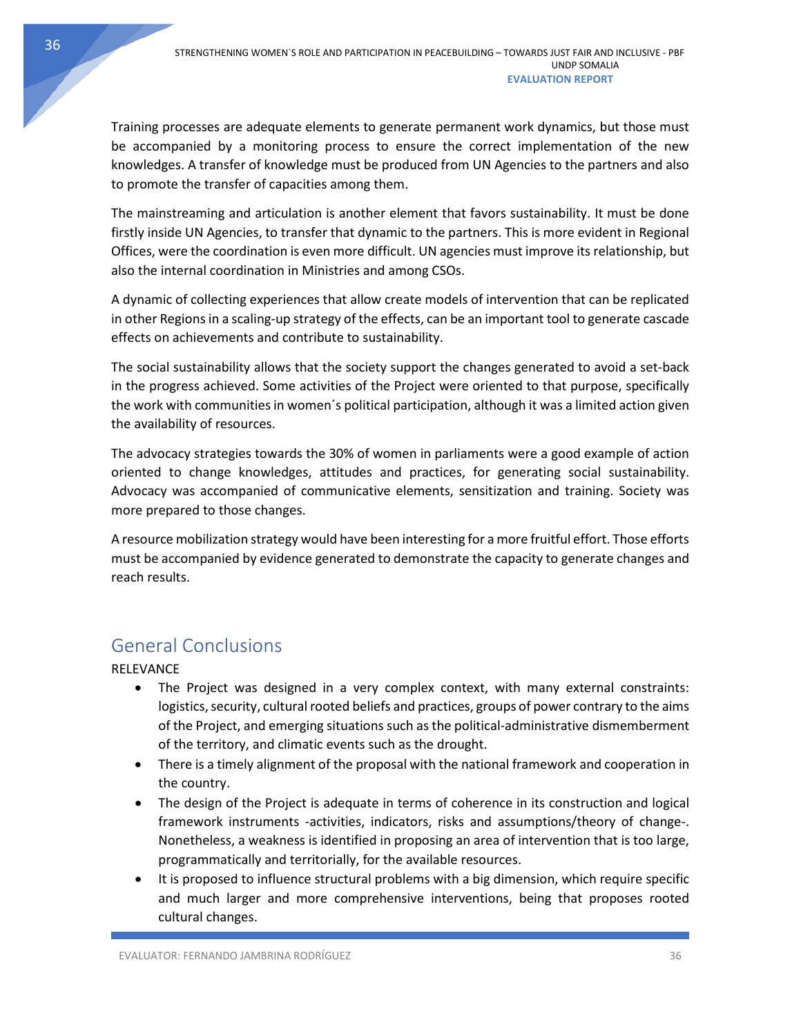Training processes are adequate elements to generate permanent work dynamics, but those must be accompanied by a monitoring process to ensure the correct implementation of the new knowledges. A transfer of knowledge must be produced from UN Agencies to the partners and also to promote the transfer of capacities among them.

The mainstreaming and articulation is another element that favors sustainability. It must be done firstly inside UN Agencies, to transfer that dynamic to the partners. This is more evident in Regional Offices, were the coordination is even more difficult. UN agencies must improve its relationship, but also the internal coordination in Ministries and among CSOs.

A dynamic of collecting experiences that allow create models of intervention that can be replicated in other Regions in a scaling-up strategy of the effects, can be an important tool to generate cascade effects on achievements and contribute to sustainability.

The social sustainability allows that the society support the changes generated to avoid a set-back in the progress achieved. Some activities of the Project were oriented to that purpose, specifically the work with communities in women´s political participation, although it was a limited action given the availability of resources.

The advocacy strategies towards the 30% of women in parliaments were a good example of action oriented to change knowledges, attitudes and practices, for generating social sustainability. Advocacy was accompanied of communicative elements, sensitization and training. Society was more prepared to those changes.

A resource mobilization strategy would have been interesting for a more fruitful effort. Those efforts must be accompanied by evidence generated to demonstrate the capacity to generate changes and reach results.

## General Conclusions

RELEVANCE

- The Project was designed in a very complex context, with many external constraints: logistics, security, cultural rooted beliefs and practices, groups of power contrary to the aims of the Project, and emerging situations such as the political-administrative dismemberment of the territory, and climatic events such as the drought.
- There is a timely alignment of the proposal with the national framework and cooperation in the country.
- The design of the Project is adequate in terms of coherence in its construction and logical framework instruments -activities, indicators, risks and assumptions/theory of change-. Nonetheless, a weakness is identified in proposing an area of intervention that is too large, programmatically and territorially, for the available resources.
- It is proposed to influence structural problems with a big dimension, which require specific and much larger and more comprehensive interventions, being that proposes rooted cultural changes.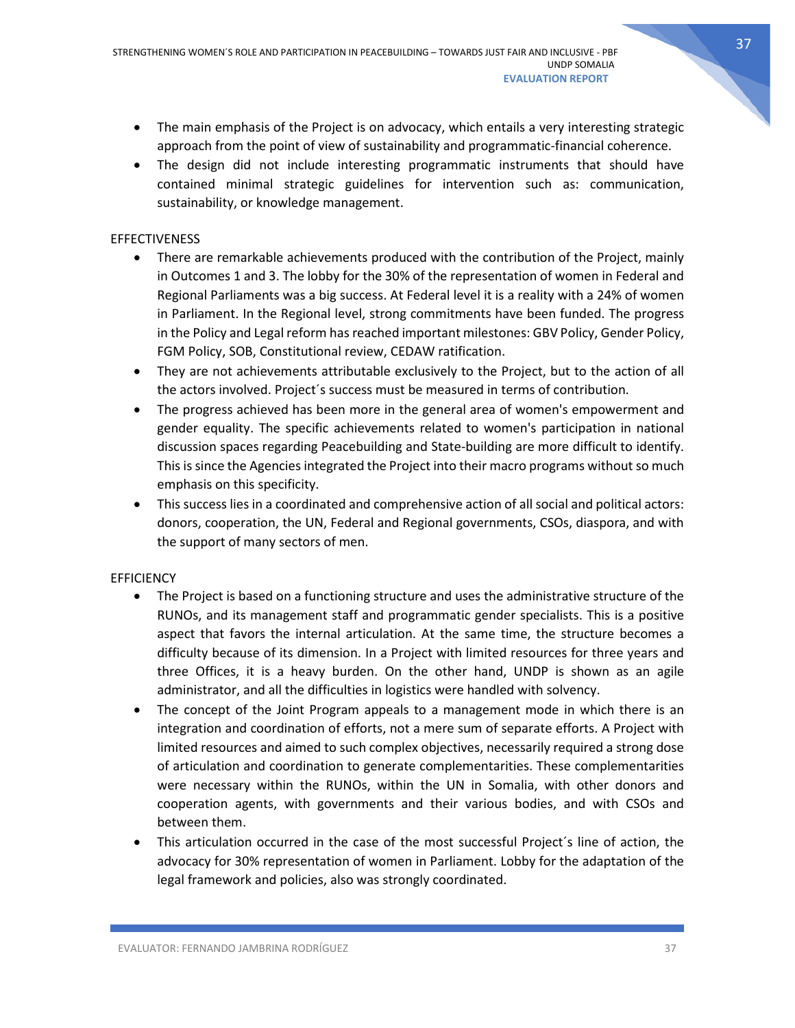- The main emphasis of the Project is on advocacy, which entails a very interesting strategic approach from the point of view of sustainability and programmatic-financial coherence.
- The design did not include interesting programmatic instruments that should have contained minimal strategic guidelines for intervention such as: communication, sustainability, or knowledge management.

EFFECTIVENESS

- There are remarkable achievements produced with the contribution of the Project, mainly in Outcomes 1 and 3. The lobby for the 30% of the representation of women in Federal and Regional Parliaments was a big success. At Federal level it is a reality with a 24% of women in Parliament. In the Regional level, strong commitments have been funded. The progress in the Policy and Legal reform has reached important milestones: GBV Policy, Gender Policy, FGM Policy, SOB, Constitutional review, CEDAW ratification.
- They are not achievements attributable exclusively to the Project, but to the action of all the actors involved. Project´s success must be measured in terms of contribution.
- The progress achieved has been more in the general area of women's empowerment and gender equality. The specific achievements related to women's participation in national discussion spaces regarding Peacebuilding and State-building are more difficult to identify. This is since the Agencies integrated the Project into their macro programs without so much emphasis on this specificity.
- This success lies in a coordinated and comprehensive action of all social and political actors: donors, cooperation, the UN, Federal and Regional governments, CSOs, diaspora, and with the support of many sectors of men.

EFFICIENCY

- The Project is based on a functioning structure and uses the administrative structure of the RUNOs, and its management staff and programmatic gender specialists. This is a positive aspect that favors the internal articulation. At the same time, the structure becomes a difficulty because of its dimension. In a Project with limited resources for three years and three Offices, it is a heavy burden. On the other hand, UNDP is shown as an agile administrator, and all the difficulties in logistics were handled with solvency.
- The concept of the Joint Program appeals to a management mode in which there is an integration and coordination of efforts, not a mere sum of separate efforts. A Project with limited resources and aimed to such complex objectives, necessarily required a strong dose of articulation and coordination to generate complementarities. These complementarities were necessary within the RUNOs, within the UN in Somalia, with other donors and cooperation agents, with governments and their various bodies, and with CSOs and between them.
- This articulation occurred in the case of the most successful Project´s line of action, the advocacy for 30% representation of women in Parliament. Lobby for the adaptation of the legal framework and policies, also was strongly coordinated.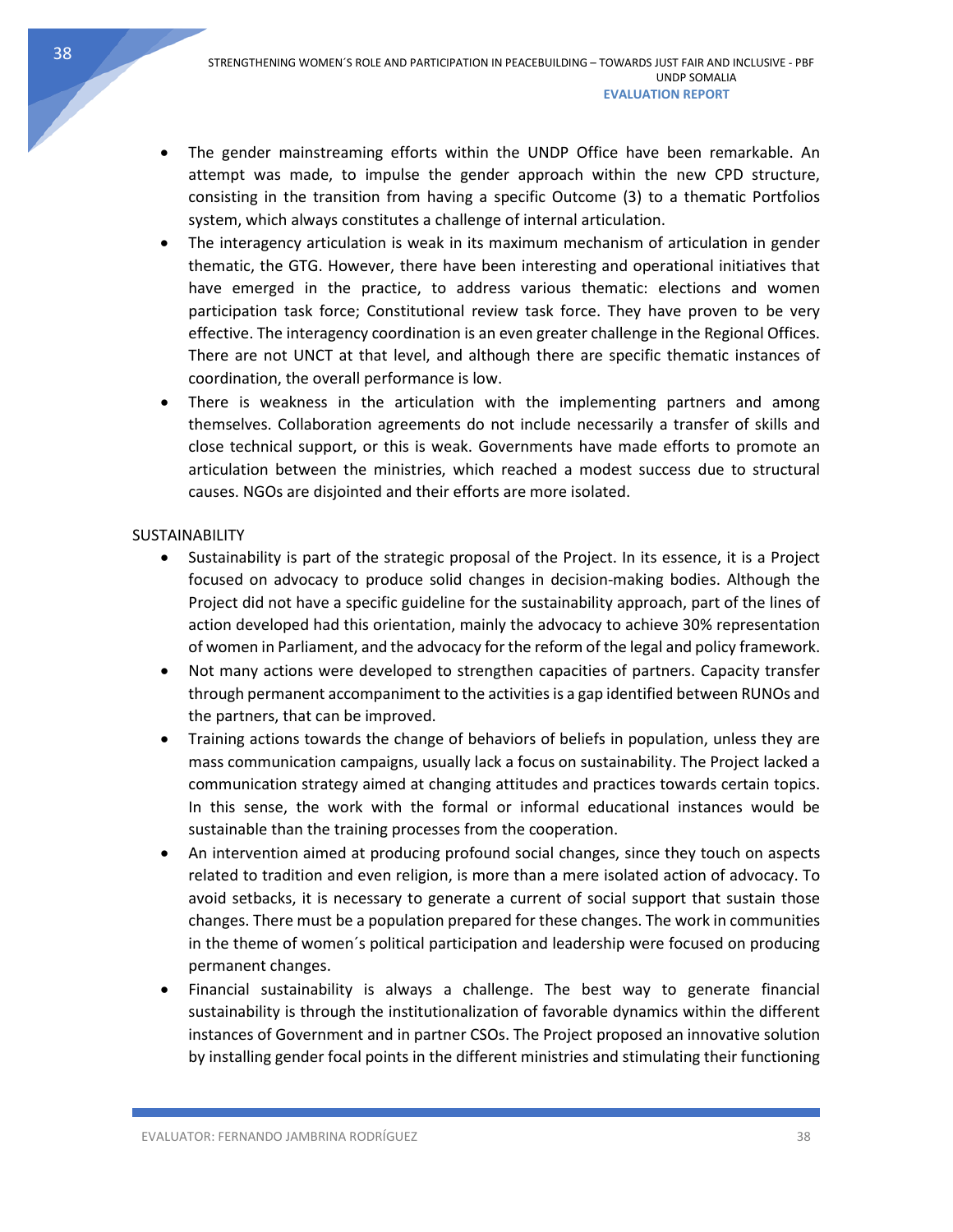- The gender mainstreaming efforts within the UNDP Office have been remarkable. An attempt was made, to impulse the gender approach within the new CPD structure, consisting in the transition from having a specific Outcome (3) to a thematic Portfolios system, which always constitutes a challenge of internal articulation.
- The interagency articulation is weak in its maximum mechanism of articulation in gender thematic, the GTG. However, there have been interesting and operational initiatives that have emerged in the practice, to address various thematic: elections and women participation task force; Constitutional review task force. They have proven to be very effective. The interagency coordination is an even greater challenge in the Regional Offices. There are not UNCT at that level, and although there are specific thematic instances of coordination, the overall performance is low.
- There is weakness in the articulation with the implementing partners and among themselves. Collaboration agreements do not include necessarily a transfer of skills and close technical support, or this is weak. Governments have made efforts to promote an articulation between the ministries, which reached a modest success due to structural causes. NGOs are disjointed and their efforts are more isolated.

SUSTAINABILITY

- Sustainability is part of the strategic proposal of the Project. In its essence, it is a Project focused on advocacy to produce solid changes in decision-making bodies. Although the Project did not have a specific guideline for the sustainability approach, part of the lines of action developed had this orientation, mainly the advocacy to achieve 30% representation of women in Parliament, and the advocacy for the reform of the legal and policy framework.
- Not many actions were developed to strengthen capacities of partners. Capacity transfer through permanent accompaniment to the activities is a gap identified between RUNOs and the partners, that can be improved.
- Training actions towards the change of behaviors of beliefs in population, unless they are mass communication campaigns, usually lack a focus on sustainability. The Project lacked a communication strategy aimed at changing attitudes and practices towards certain topics. In this sense, the work with the formal or informal educational instances would be sustainable than the training processes from the cooperation.
- An intervention aimed at producing profound social changes, since they touch on aspects related to tradition and even religion, is more than a mere isolated action of advocacy. To avoid setbacks, it is necessary to generate a current of social support that sustain those changes. There must be a population prepared for these changes. The work in communities in the theme of women´s political participation and leadership were focused on producing permanent changes.
- Financial sustainability is always a challenge. The best way to generate financial sustainability is through the institutionalization of favorable dynamics within the different instances of Government and in partner CSOs. The Project proposed an innovative solution by installing gender focal points in the different ministries and stimulating their functioning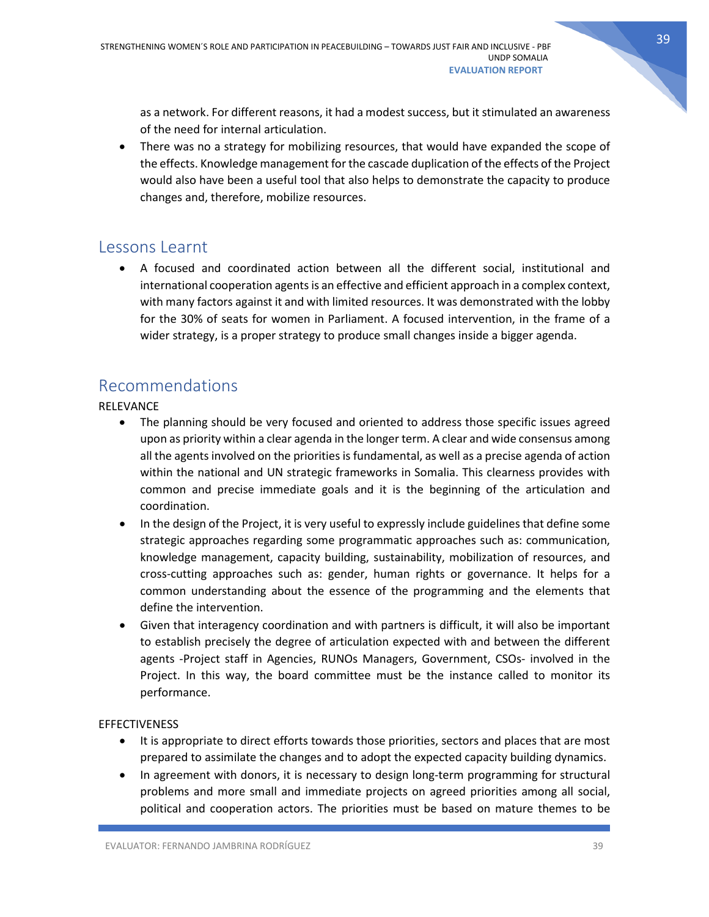as a network. For different reasons, it had a modest success, but it stimulated an awareness of the need for internal articulation.

- There was no a strategy for mobilizing resources, that would have expanded the scope of the effects. Knowledge management for the cascade duplication of the effects of the Project would also have been a useful tool that also helps to demonstrate the capacity to produce changes and, therefore, mobilize resources.

## Lessons Learnt

- A focused and coordinated action between all the different social, institutional and international cooperation agents is an effective and efficient approach in a complex context, with many factors against it and with limited resources. It was demonstrated with the lobby for the 30% of seats for women in Parliament. A focused intervention, in the frame of a wider strategy, is a proper strategy to produce small changes inside a bigger agenda.

## Recommendations

RELEVANCE

- The planning should be very focused and oriented to address those specific issues agreed upon as priority within a clear agenda in the longer term. A clear and wide consensus among all the agents involved on the priorities is fundamental, as well as a precise agenda of action within the national and UN strategic frameworks in Somalia. This clearness provides with common and precise immediate goals and it is the beginning of the articulation and coordination.
- In the design of the Project, it is very useful to expressly include guidelines that define some strategic approaches regarding some programmatic approaches such as: communication, knowledge management, capacity building, sustainability, mobilization of resources, and cross-cutting approaches such as: gender, human rights or governance. It helps for a common understanding about the essence of the programming and the elements that define the intervention.
- Given that interagency coordination and with partners is difficult, it will also be important to establish precisely the degree of articulation expected with and between the different agents -Project staff in Agencies, RUNOs Managers, Government, CSOs- involved in the Project. In this way, the board committee must be the instance called to monitor its performance.

EFFECTIVENESS

- It is appropriate to direct efforts towards those priorities, sectors and places that are most prepared to assimilate the changes and to adopt the expected capacity building dynamics.
- In agreement with donors, it is necessary to design long-term programming for structural problems and more small and immediate projects on agreed priorities among all social, political and cooperation actors. The priorities must be based on mature themes to be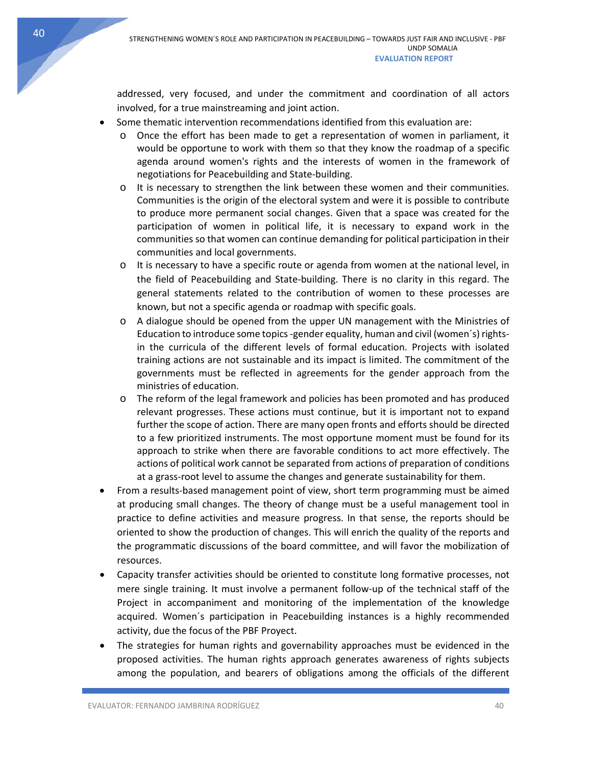addressed, very focused, and under the commitment and coordination of all actors involved, for a true mainstreaming and joint action.

- Some thematic intervention recommendations identified from this evaluation are:
    - Once the effort has been made to get a representation of women in parliament, it would be opportune to work with them so that they know the roadmap of a specific agenda around women's rights and the interests of women in the framework of negotiations for Peacebuilding and State-building.
    - It is necessary to strengthen the link between these women and their communities. Communities is the origin of the electoral system and were it is possible to contribute to produce more permanent social changes. Given that a space was created for the participation of women in political life, it is necessary to expand work in the communities so that women can continue demanding for political participation in their communities and local governments.
    - It is necessary to have a specific route or agenda from women at the national level, in the field of Peacebuilding and State-building. There is no clarity in this regard. The general statements related to the contribution of women to these processes are known, but not a specific agenda or roadmap with specific goals.
    - A dialogue should be opened from the upper UN management with the Ministries of Education to introduce some topics -gender equality, human and civil (women´s) rights- in the curricula of the different levels of formal education. Projects with isolated training actions are not sustainable and its impact is limited. The commitment of the governments must be reflected in agreements for the gender approach from the ministries of education.
    - The reform of the legal framework and policies has been promoted and has produced relevant progresses. These actions must continue, but it is important not to expand further the scope of action. There are many open fronts and efforts should be directed to a few prioritized instruments. The most opportune moment must be found for its approach to strike when there are favorable conditions to act more effectively. The actions of political work cannot be separated from actions of preparation of conditions at a grass-root level to assume the changes and generate sustainability for them.
- From a results-based management point of view, short term programming must be aimed at producing small changes. The theory of change must be a useful management tool in practice to define activities and measure progress. In that sense, the reports should be oriented to show the production of changes. This will enrich the quality of the reports and the programmatic discussions of the board committee, and will favor the mobilization of resources.
- Capacity transfer activities should be oriented to constitute long formative processes, not mere single training. It must involve a permanent follow-up of the technical staff of the Project in accompaniment and monitoring of the implementation of the knowledge acquired. Women´s participation in Peacebuilding instances is a highly recommended activity, due the focus of the PBF Proyect.
- The strategies for human rights and governability approaches must be evidenced in the proposed activities. The human rights approach generates awareness of rights subjects among the population, and bearers of obligations among the officials of the different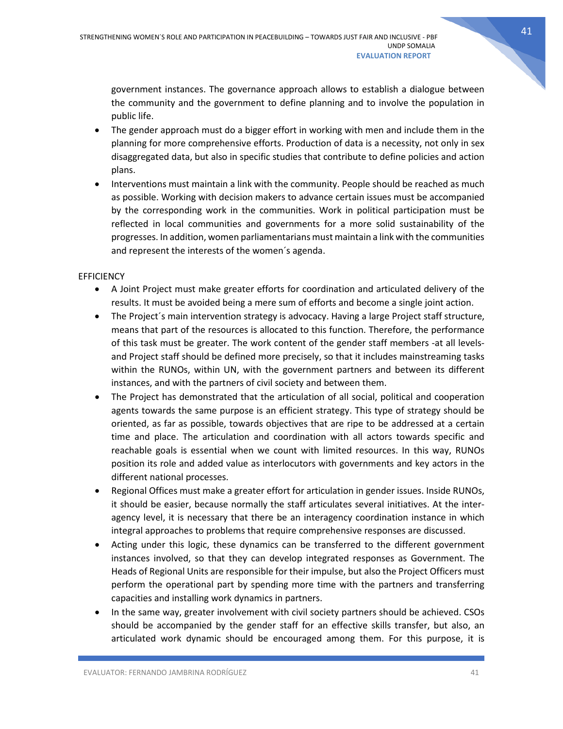government instances. The governance approach allows to establish a dialogue between the community and the government to define planning and to involve the population in public life.

- The gender approach must do a bigger effort in working with men and include them in the planning for more comprehensive efforts. Production of data is a necessity, not only in sex disaggregated data, but also in specific studies that contribute to define policies and action plans.
- Interventions must maintain a link with the community. People should be reached as much as possible. Working with decision makers to advance certain issues must be accompanied by the corresponding work in the communities. Work in political participation must be reflected in local communities and governments for a more solid sustainability of the progresses. In addition, women parliamentarians must maintain a link with the communities and represent the interests of the women´s agenda.

EFFICIENCY

- A Joint Project must make greater efforts for coordination and articulated delivery of the results. It must be avoided being a mere sum of efforts and become a single joint action.
- The Project´s main intervention strategy is advocacy. Having a large Project staff structure, means that part of the resources is allocated to this function. Therefore, the performance of this task must be greater. The work content of the gender staff members -at all levels- and Project staff should be defined more precisely, so that it includes mainstreaming tasks within the RUNOs, within UN, with the government partners and between its different instances, and with the partners of civil society and between them.
- The Project has demonstrated that the articulation of all social, political and cooperation agents towards the same purpose is an efficient strategy. This type of strategy should be oriented, as far as possible, towards objectives that are ripe to be addressed at a certain time and place. The articulation and coordination with all actors towards specific and reachable goals is essential when we count with limited resources. In this way, RUNOs position its role and added value as interlocutors with governments and key actors in the different national processes.
- Regional Offices must make a greater effort for articulation in gender issues. Inside RUNOs, it should be easier, because normally the staff articulates several initiatives. At the inter-agency level, it is necessary that there be an interagency coordination instance in which integral approaches to problems that require comprehensive responses are discussed.
- Acting under this logic, these dynamics can be transferred to the different government instances involved, so that they can develop integrated responses as Government. The Heads of Regional Units are responsible for their impulse, but also the Project Officers must perform the operational part by spending more time with the partners and transferring capacities and installing work dynamics in partners.
- In the same way, greater involvement with civil society partners should be achieved. CSOs should be accompanied by the gender staff for an effective skills transfer, but also, an articulated work dynamic should be encouraged among them. For this purpose, it is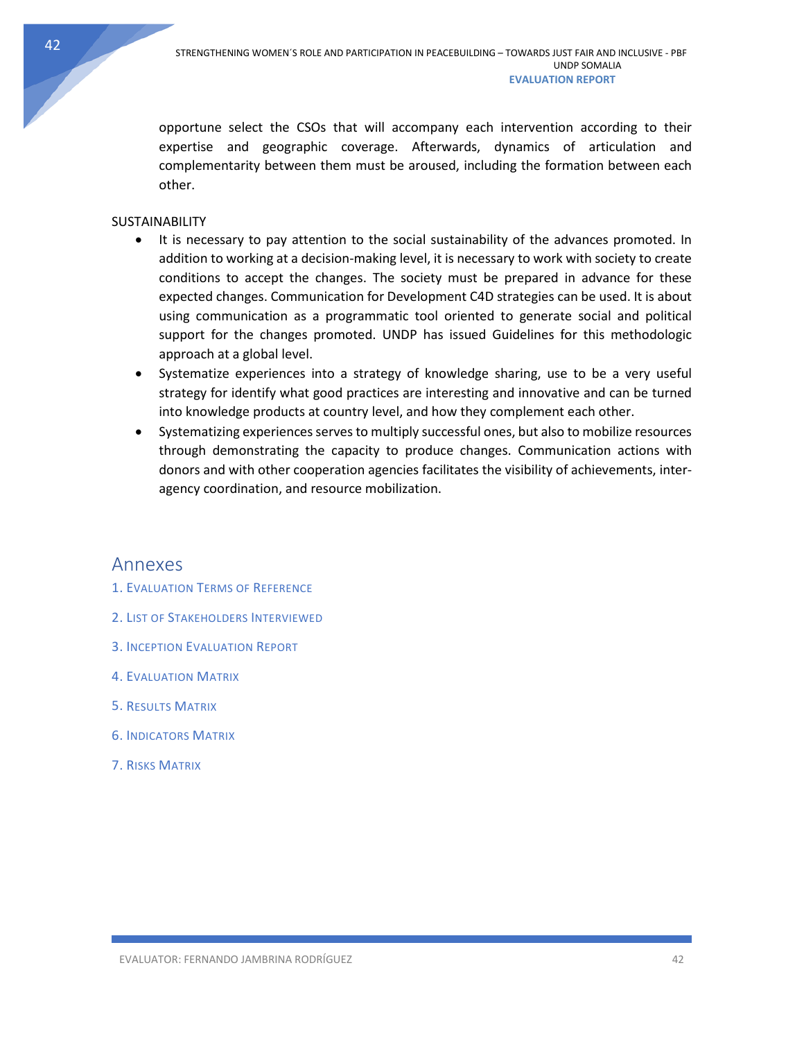opportune select the CSOs that will accompany each intervention according to their expertise and geographic coverage. Afterwards, dynamics of articulation and complementarity between them must be aroused, including the formation between each other.

SUSTAINABILITY

- It is necessary to pay attention to the social sustainability of the advances promoted. In addition to working at a decision-making level, it is necessary to work with society to create conditions to accept the changes. The society must be prepared in advance for these expected changes. Communication for Development C4D strategies can be used. It is about using communication as a programmatic tool oriented to generate social and political support for the changes promoted. UNDP has issued Guidelines for this methodologic approach at a global level.
- Systematize experiences into a strategy of knowledge sharing, use to be a very useful strategy for identify what good practices are interesting and innovative and can be turned into knowledge products at country level, and how they complement each other.
- Systematizing experiences serves to multiply successful ones, but also to mobilize resources through demonstrating the capacity to produce changes. Communication actions with donors and with other cooperation agencies facilitates the visibility of achievements, inter-agency coordination, and resource mobilization.

# Annexes

1. Evaluation Terms of Reference
2. List of Stakeholders Interviewed
3. Inception Evaluation Report
4. Evaluation Matrix
5. Results Matrix
6. Indicators Matrix
7. Risks Matrix